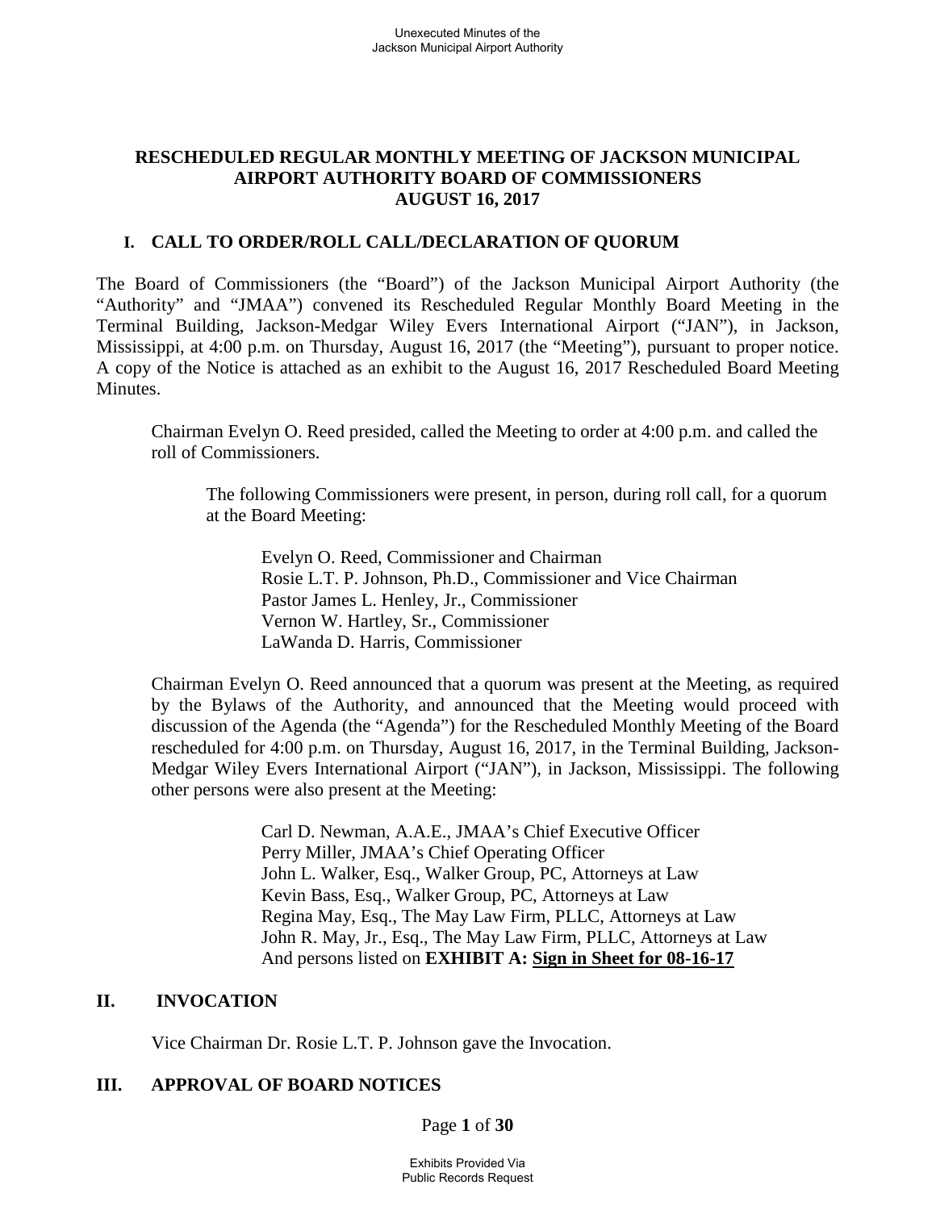# RESCHEDULED REGULAR MONTHLY MEETING OF JACKSON MUNICIPAL AIRPORT AUTHORITY BOARD OF COMMISSIONERS AUGUST 16, 2017

## I. CALL TO ORDER/ROLL CALL/DECLARATION OF QUORUM

The Board of Commissioners (the "Board") of the Jackson Municipal Airport Authority (the "Authority" and "JMAA") convened its Rescheduled Regular Monthly Board Meeting in the Terminal Building, Jackson-Medgar Wiley Evers International Airport ("JAN"), in Jackson, Mississippi, at 4:00 p.m. on Thursday, August 16, 2017 (the "Meeting"), pursuant to proper notice. A copy of the Notice is attached as an exhibit to the August 16, 2017 Rescheduled Board Meeting Minutes.

Chairman Evelyn O. Reed presided, called the Meeting to order at 4:00 p.m. and called the roll of Commissioners.

The following Commissioners were present, in person, during roll call, for a quorum at the Board Meeting:

Evelyn O. Reed, Commissioner and Chairman
Rosie L.T. P. Johnson, Ph.D., Commissioner and Vice Chairman
Pastor James L. Henley, Jr., Commissioner
Vernon W. Hartley, Sr., Commissioner
LaWanda D. Harris, Commissioner

Chairman Evelyn O. Reed announced that a quorum was present at the Meeting, as required by the Bylaws of the Authority, and announced that the Meeting would proceed with discussion of the Agenda (the "Agenda") for the Rescheduled Monthly Meeting of the Board rescheduled for 4:00 p.m. on Thursday, August 16, 2017, in the Terminal Building, Jackson-Medgar Wiley Evers International Airport ("JAN"), in Jackson, Mississippi. The following other persons were also present at the Meeting:

Carl D. Newman, A.A.E., JMAA's Chief Executive Officer
Perry Miller, JMAA's Chief Operating Officer
John L. Walker, Esq., Walker Group, PC, Attorneys at Law
Kevin Bass, Esq., Walker Group, PC, Attorneys at Law
Regina May, Esq., The May Law Firm, PLLC, Attorneys at Law
John R. May, Jr., Esq., The May Law Firm, PLLC, Attorneys at Law
And persons listed on **EXHIBIT A: Sign in Sheet for 08-16-17**

## II. INVOCATION

Vice Chairman Dr. Rosie L.T. P. Johnson gave the Invocation.

## III. APPROVAL OF BOARD NOTICES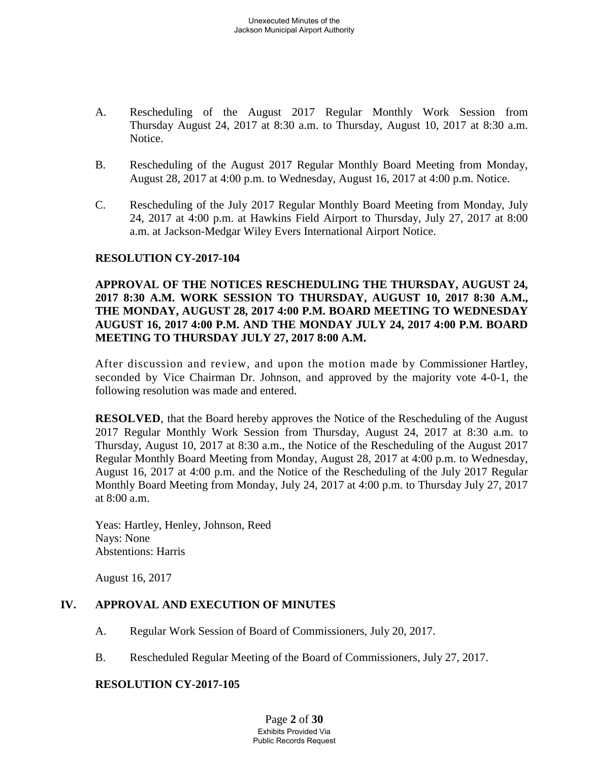A. Rescheduling of the August 2017 Regular Monthly Work Session from Thursday August 24, 2017 at 8:30 a.m. to Thursday, August 10, 2017 at 8:30 a.m. Notice.

B. Rescheduling of the August 2017 Regular Monthly Board Meeting from Monday, August 28, 2017 at 4:00 p.m. to Wednesday, August 16, 2017 at 4:00 p.m. Notice.

C. Rescheduling of the July 2017 Regular Monthly Board Meeting from Monday, July 24, 2017 at 4:00 p.m. at Hawkins Field Airport to Thursday, July 27, 2017 at 8:00 a.m. at Jackson-Medgar Wiley Evers International Airport Notice.

**RESOLUTION CY-2017-104**

**APPROVAL OF THE NOTICES RESCHEDULING THE THURSDAY, AUGUST 24, 2017 8:30 A.M. WORK SESSION TO THURSDAY, AUGUST 10, 2017 8:30 A.M., THE MONDAY, AUGUST 28, 2017 4:00 P.M. BOARD MEETING TO WEDNESDAY AUGUST 16, 2017 4:00 P.M. AND THE MONDAY JULY 24, 2017 4:00 P.M. BOARD MEETING TO THURSDAY JULY 27, 2017 8:00 A.M.**

After discussion and review, and upon the motion made by Commissioner Hartley, seconded by Vice Chairman Dr. Johnson, and approved by the majority vote 4-0-1, the following resolution was made and entered.

**RESOLVED**, that the Board hereby approves the Notice of the Rescheduling of the August 2017 Regular Monthly Work Session from Thursday, August 24, 2017 at 8:30 a.m. to Thursday, August 10, 2017 at 8:30 a.m., the Notice of the Rescheduling of the August 2017 Regular Monthly Board Meeting from Monday, August 28, 2017 at 4:00 p.m. to Wednesday, August 16, 2017 at 4:00 p.m. and the Notice of the Rescheduling of the July 2017 Regular Monthly Board Meeting from Monday, July 24, 2017 at 4:00 p.m. to Thursday July 27, 2017 at 8:00 a.m.

Yeas: Hartley, Henley, Johnson, Reed
Nays: None
Abstentions: Harris

August 16, 2017

## IV. APPROVAL AND EXECUTION OF MINUTES

A. Regular Work Session of Board of Commissioners, July 20, 2017.

B. Rescheduled Regular Meeting of the Board of Commissioners, July 27, 2017.

**RESOLUTION CY-2017-105**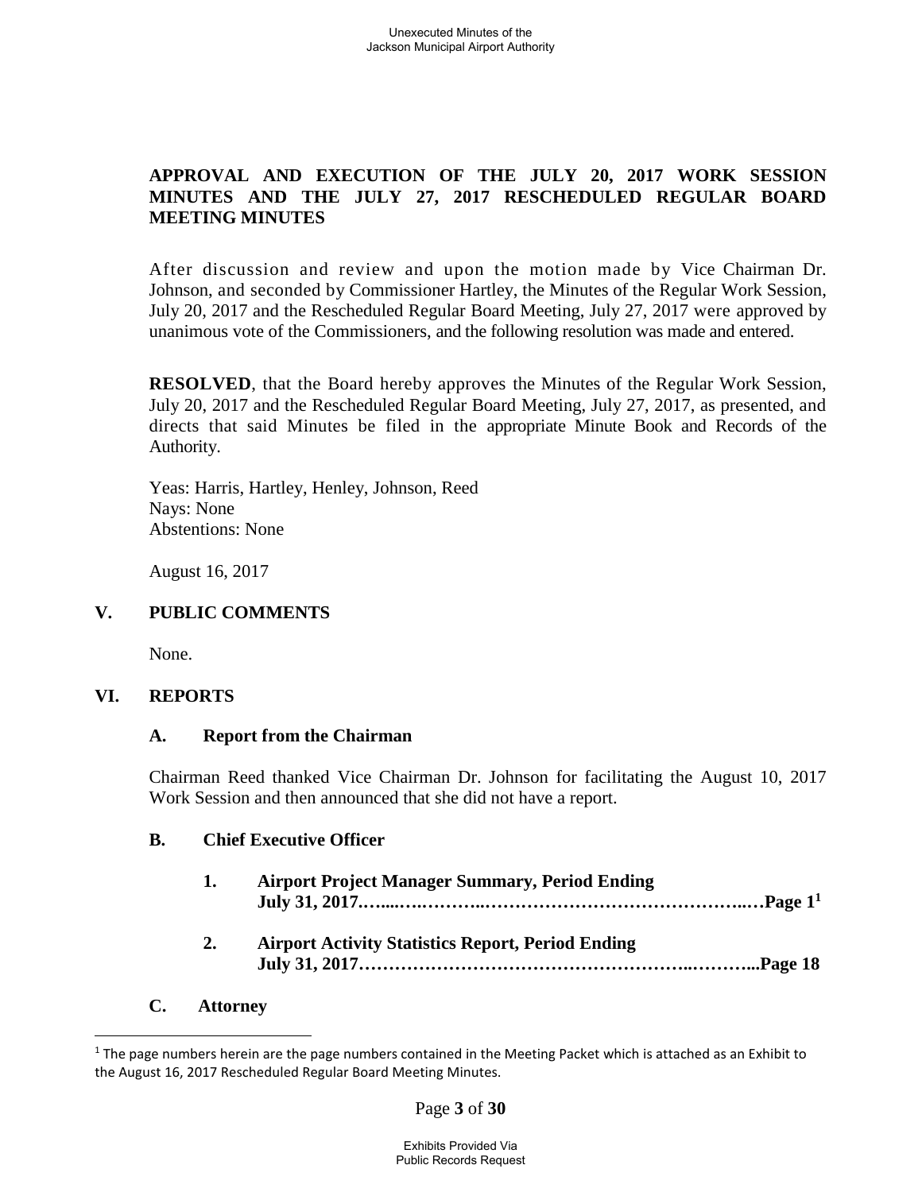**APPROVAL AND EXECUTION OF THE JULY 20, 2017 WORK SESSION MINUTES AND THE JULY 27, 2017 RESCHEDULED REGULAR BOARD MEETING MINUTES**

After discussion and review and upon the motion made by Vice Chairman Dr. Johnson, and seconded by Commissioner Hartley, the Minutes of the Regular Work Session, July 20, 2017 and the Rescheduled Regular Board Meeting, July 27, 2017 were approved by unanimous vote of the Commissioners, and the following resolution was made and entered.

**RESOLVED**, that the Board hereby approves the Minutes of the Regular Work Session, July 20, 2017 and the Rescheduled Regular Board Meeting, July 27, 2017, as presented, and directs that said Minutes be filed in the appropriate Minute Book and Records of the Authority.

Yeas: Harris, Hartley, Henley, Johnson, Reed
Nays: None
Abstentions: None

August 16, 2017

## V. PUBLIC COMMENTS

None.

## VI. REPORTS

### A. Report from the Chairman

Chairman Reed thanked Vice Chairman Dr. Johnson for facilitating the August 10, 2017 Work Session and then announced that she did not have a report.

### B. Chief Executive Officer

1. **Airport Project Manager Summary, Period Ending July 31, 2017……..……………..……………………………………..…Page 1[1]**

2. **Airport Activity Statistics Report, Period Ending July 31, 2017………………………………………………..………...Page 18**

### C. Attorney

[1] The page numbers herein are the page numbers contained in the Meeting Packet which is attached as an Exhibit to the August 16, 2017 Rescheduled Regular Board Meeting Minutes.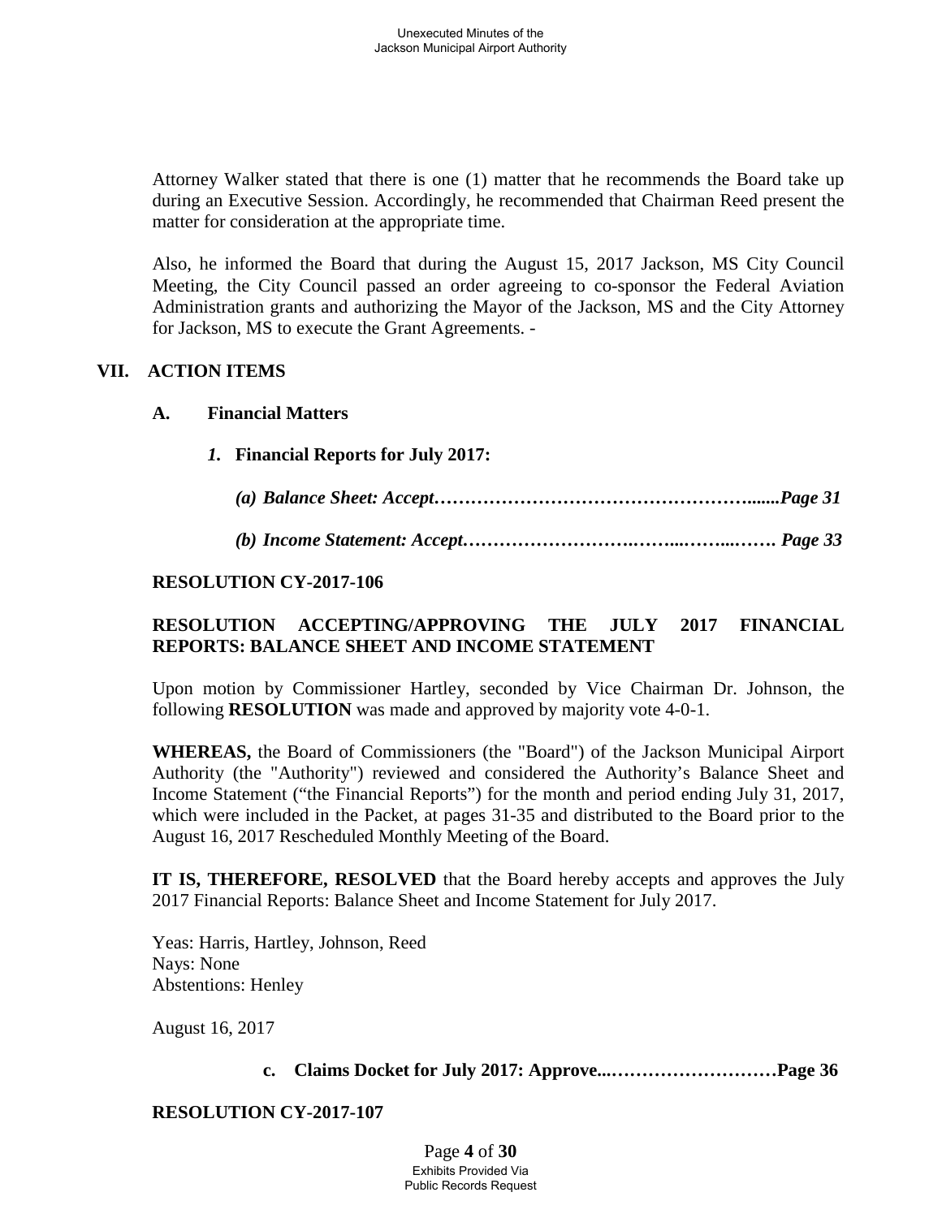Attorney Walker stated that there is one (1) matter that he recommends the Board take up during an Executive Session. Accordingly, he recommended that Chairman Reed present the matter for consideration at the appropriate time.

Also, he informed the Board that during the August 15, 2017 Jackson, MS City Council Meeting, the City Council passed an order agreeing to co-sponsor the Federal Aviation Administration grants and authorizing the Mayor of the Jackson, MS and the City Attorney for Jackson, MS to execute the Grant Agreements. -

## VII. ACTION ITEMS

### A. Financial Matters

***1.* Financial Reports for July 2017:**

***(a) Balance Sheet: Accept……………………………………………….......Page 31***

***(b) Income Statement: Accept……………………….……...……...……. Page 33***

**RESOLUTION CY-2017-106**

**RESOLUTION ACCEPTING/APPROVING THE JULY 2017 FINANCIAL REPORTS: BALANCE SHEET AND INCOME STATEMENT**

Upon motion by Commissioner Hartley, seconded by Vice Chairman Dr. Johnson, the following **RESOLUTION** was made and approved by majority vote 4-0-1.

**WHEREAS,** the Board of Commissioners (the "Board") of the Jackson Municipal Airport Authority (the "Authority") reviewed and considered the Authority's Balance Sheet and Income Statement ("the Financial Reports") for the month and period ending July 31, 2017, which were included in the Packet, at pages 31-35 and distributed to the Board prior to the August 16, 2017 Rescheduled Monthly Meeting of the Board.

**IT IS, THEREFORE, RESOLVED** that the Board hereby accepts and approves the July 2017 Financial Reports: Balance Sheet and Income Statement for July 2017.

Yeas: Harris, Hartley, Johnson, Reed
Nays: None
Abstentions: Henley

August 16, 2017

**c. Claims Docket for July 2017: Approve...………………………Page 36**

**RESOLUTION CY-2017-107**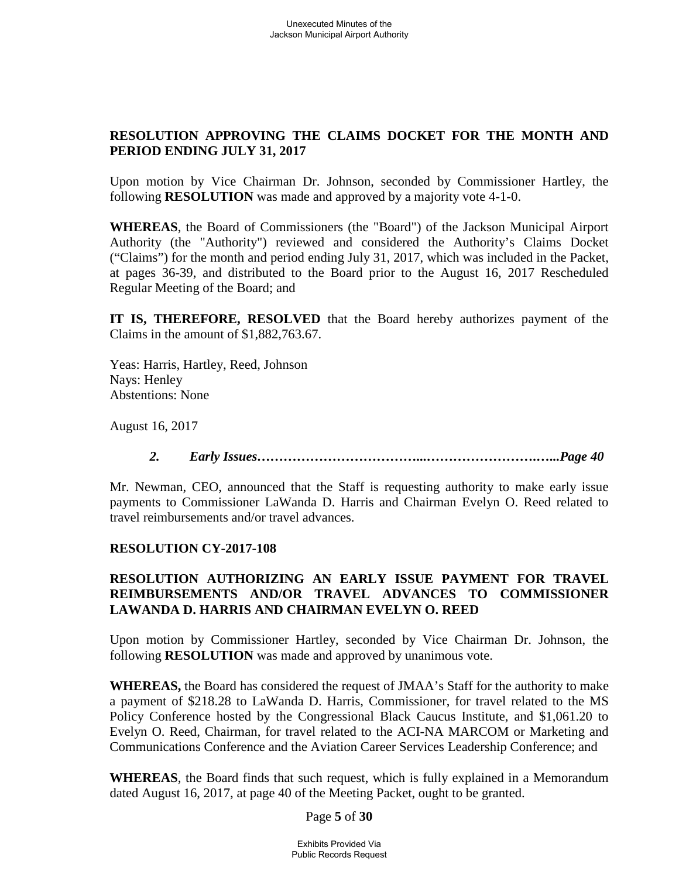**RESOLUTION APPROVING THE CLAIMS DOCKET FOR THE MONTH AND PERIOD ENDING JULY 31, 2017**

Upon motion by Vice Chairman Dr. Johnson, seconded by Commissioner Hartley, the following **RESOLUTION** was made and approved by a majority vote 4-1-0.

**WHEREAS**, the Board of Commissioners (the "Board") of the Jackson Municipal Airport Authority (the "Authority") reviewed and considered the Authority's Claims Docket ("Claims") for the month and period ending July 31, 2017, which was included in the Packet, at pages 36-39, and distributed to the Board prior to the August 16, 2017 Rescheduled Regular Meeting of the Board; and

**IT IS, THEREFORE, RESOLVED** that the Board hereby authorizes payment of the Claims in the amount of $1,882,763.67.

Yeas: Harris, Hartley, Reed, Johnson
Nays: Henley
Abstentions: None

August 16, 2017

***2. Early Issues………………………………...……………………….…...Page 40***

Mr. Newman, CEO, announced that the Staff is requesting authority to make early issue payments to Commissioner LaWanda D. Harris and Chairman Evelyn O. Reed related to travel reimbursements and/or travel advances.

**RESOLUTION CY-2017-108**

**RESOLUTION AUTHORIZING AN EARLY ISSUE PAYMENT FOR TRAVEL REIMBURSEMENTS AND/OR TRAVEL ADVANCES TO COMMISSIONER LAWANDA D. HARRIS AND CHAIRMAN EVELYN O. REED**

Upon motion by Commissioner Hartley, seconded by Vice Chairman Dr. Johnson, the following **RESOLUTION** was made and approved by unanimous vote.

**WHEREAS,** the Board has considered the request of JMAA's Staff for the authority to make a payment of $218.28 to LaWanda D. Harris, Commissioner, for travel related to the MS Policy Conference hosted by the Congressional Black Caucus Institute, and $1,061.20 to Evelyn O. Reed, Chairman, for travel related to the ACI-NA MARCOM or Marketing and Communications Conference and the Aviation Career Services Leadership Conference; and

**WHEREAS**, the Board finds that such request, which is fully explained in a Memorandum dated August 16, 2017, at page 40 of the Meeting Packet, ought to be granted.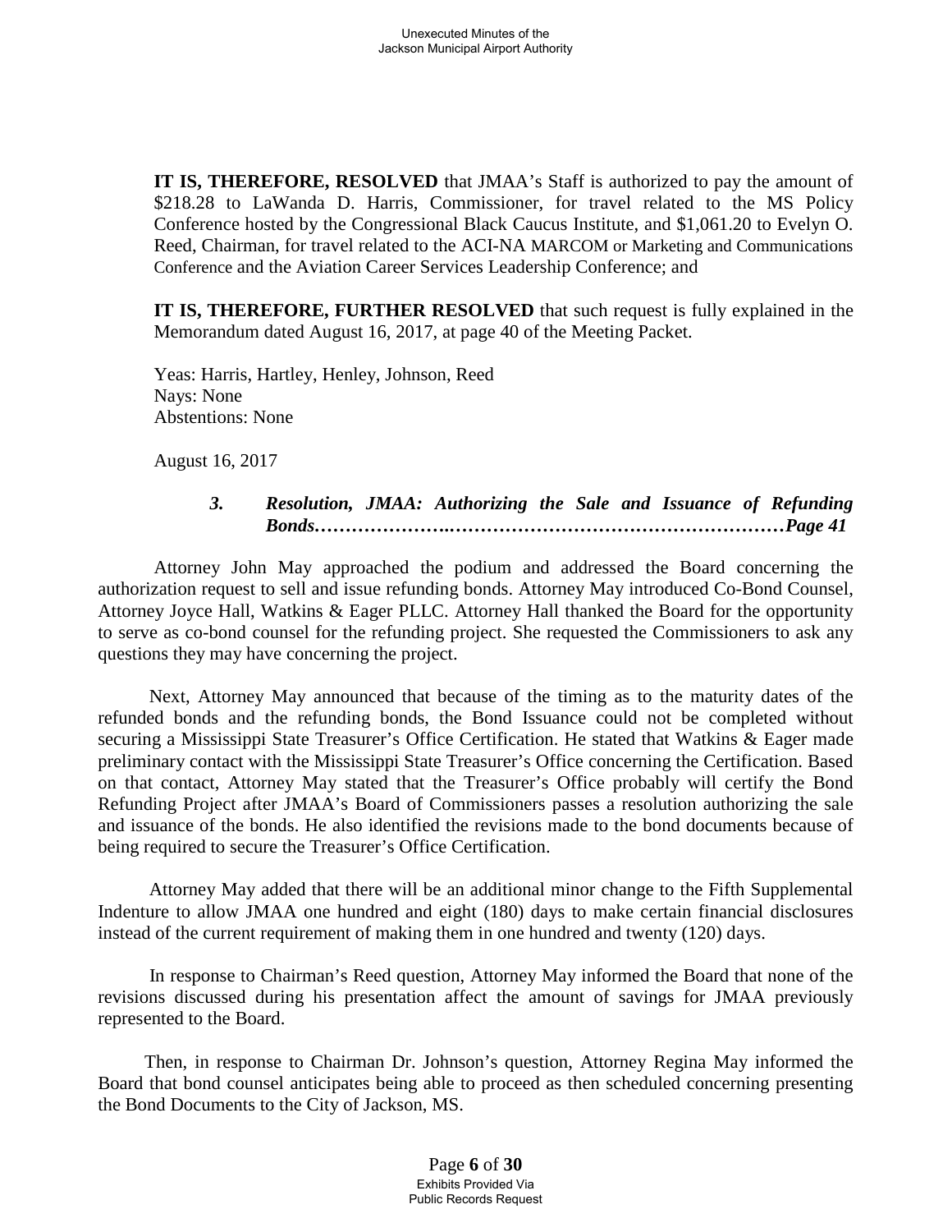**IT IS, THEREFORE, RESOLVED** that JMAA's Staff is authorized to pay the amount of $218.28 to LaWanda D. Harris, Commissioner, for travel related to the MS Policy Conference hosted by the Congressional Black Caucus Institute, and $1,061.20 to Evelyn O. Reed, Chairman, for travel related to the ACI-NA MARCOM or Marketing and Communications Conference and the Aviation Career Services Leadership Conference; and

**IT IS, THEREFORE, FURTHER RESOLVED** that such request is fully explained in the Memorandum dated August 16, 2017, at page 40 of the Meeting Packet.

Yeas: Harris, Hartley, Henley, Johnson, Reed
Nays: None
Abstentions: None

August 16, 2017

***3. Resolution, JMAA: Authorizing the Sale and Issuance of Refunding Bonds…………………..…………………………………………Page 41***

Attorney John May approached the podium and addressed the Board concerning the authorization request to sell and issue refunding bonds. Attorney May introduced Co-Bond Counsel, Attorney Joyce Hall, Watkins & Eager PLLC. Attorney Hall thanked the Board for the opportunity to serve as co-bond counsel for the refunding project. She requested the Commissioners to ask any questions they may have concerning the project.

Next, Attorney May announced that because of the timing as to the maturity dates of the refunded bonds and the refunding bonds, the Bond Issuance could not be completed without securing a Mississippi State Treasurer's Office Certification. He stated that Watkins & Eager made preliminary contact with the Mississippi State Treasurer's Office concerning the Certification. Based on that contact, Attorney May stated that the Treasurer's Office probably will certify the Bond Refunding Project after JMAA's Board of Commissioners passes a resolution authorizing the sale and issuance of the bonds. He also identified the revisions made to the bond documents because of being required to secure the Treasurer's Office Certification.

Attorney May added that there will be an additional minor change to the Fifth Supplemental Indenture to allow JMAA one hundred and eight (180) days to make certain financial disclosures instead of the current requirement of making them in one hundred and twenty (120) days.

In response to Chairman's Reed question, Attorney May informed the Board that none of the revisions discussed during his presentation affect the amount of savings for JMAA previously represented to the Board.

Then, in response to Chairman Dr. Johnson's question, Attorney Regina May informed the Board that bond counsel anticipates being able to proceed as then scheduled concerning presenting the Bond Documents to the City of Jackson, MS.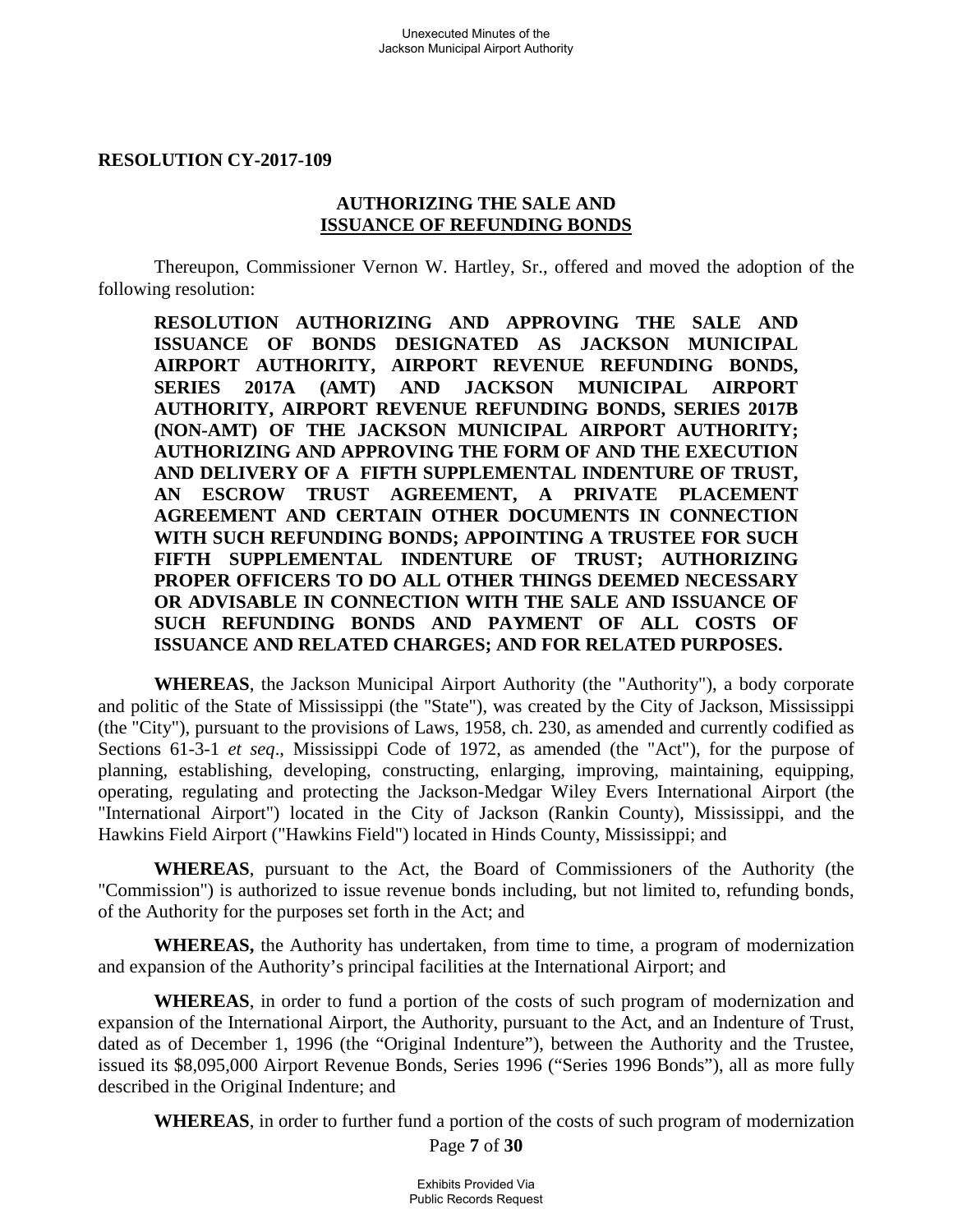**RESOLUTION CY-2017-109**

**AUTHORIZING THE SALE AND**
**ISSUANCE OF REFUNDING BONDS**

Thereupon, Commissioner Vernon W. Hartley, Sr., offered and moved the adoption of the following resolution:

**RESOLUTION AUTHORIZING AND APPROVING THE SALE AND ISSUANCE OF BONDS DESIGNATED AS JACKSON MUNICIPAL AIRPORT AUTHORITY, AIRPORT REVENUE REFUNDING BONDS, SERIES 2017A (AMT) AND JACKSON MUNICIPAL AIRPORT AUTHORITY, AIRPORT REVENUE REFUNDING BONDS, SERIES 2017B (NON-AMT) OF THE JACKSON MUNICIPAL AIRPORT AUTHORITY; AUTHORIZING AND APPROVING THE FORM OF AND THE EXECUTION AND DELIVERY OF A FIFTH SUPPLEMENTAL INDENTURE OF TRUST, AN ESCROW TRUST AGREEMENT, A PRIVATE PLACEMENT AGREEMENT AND CERTAIN OTHER DOCUMENTS IN CONNECTION WITH SUCH REFUNDING BONDS; APPOINTING A TRUSTEE FOR SUCH FIFTH SUPPLEMENTAL INDENTURE OF TRUST; AUTHORIZING PROPER OFFICERS TO DO ALL OTHER THINGS DEEMED NECESSARY OR ADVISABLE IN CONNECTION WITH THE SALE AND ISSUANCE OF SUCH REFUNDING BONDS AND PAYMENT OF ALL COSTS OF ISSUANCE AND RELATED CHARGES; AND FOR RELATED PURPOSES.**

**WHEREAS**, the Jackson Municipal Airport Authority (the "Authority"), a body corporate and politic of the State of Mississippi (the "State"), was created by the City of Jackson, Mississippi (the "City"), pursuant to the provisions of Laws, 1958, ch. 230, as amended and currently codified as Sections 61-3-1 *et seq*., Mississippi Code of 1972, as amended (the "Act"), for the purpose of planning, establishing, developing, constructing, enlarging, improving, maintaining, equipping, operating, regulating and protecting the Jackson-Medgar Wiley Evers International Airport (the "International Airport") located in the City of Jackson (Rankin County), Mississippi, and the Hawkins Field Airport ("Hawkins Field") located in Hinds County, Mississippi; and

**WHEREAS**, pursuant to the Act, the Board of Commissioners of the Authority (the "Commission") is authorized to issue revenue bonds including, but not limited to, refunding bonds, of the Authority for the purposes set forth in the Act; and

**WHEREAS,** the Authority has undertaken, from time to time, a program of modernization and expansion of the Authority's principal facilities at the International Airport; and

**WHEREAS**, in order to fund a portion of the costs of such program of modernization and expansion of the International Airport, the Authority, pursuant to the Act, and an Indenture of Trust, dated as of December 1, 1996 (the "Original Indenture"), between the Authority and the Trustee, issued its $8,095,000 Airport Revenue Bonds, Series 1996 ("Series 1996 Bonds"), all as more fully described in the Original Indenture; and

**WHEREAS**, in order to further fund a portion of the costs of such program of modernization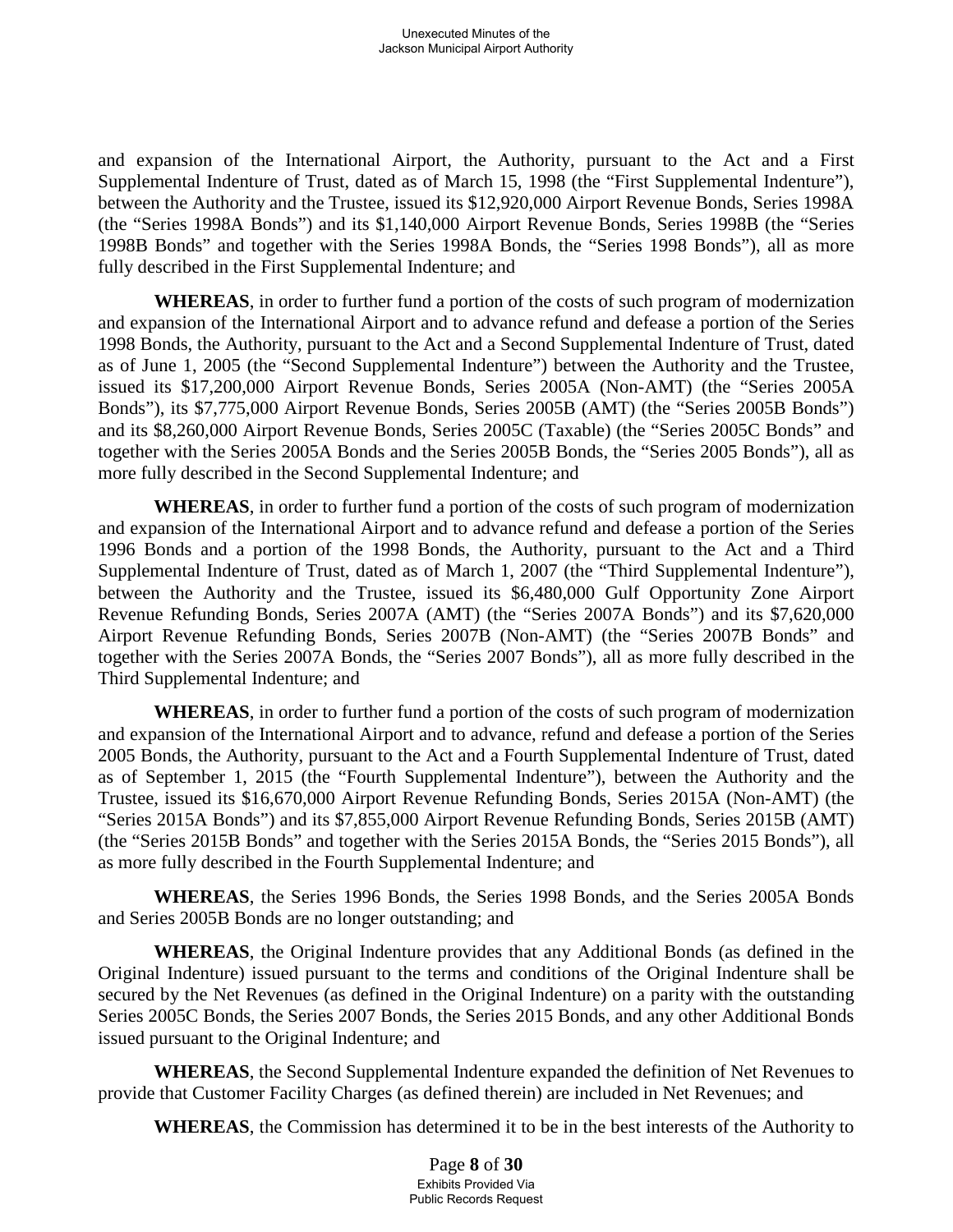and expansion of the International Airport, the Authority, pursuant to the Act and a First Supplemental Indenture of Trust, dated as of March 15, 1998 (the "First Supplemental Indenture"), between the Authority and the Trustee, issued its $12,920,000 Airport Revenue Bonds, Series 1998A (the "Series 1998A Bonds") and its $1,140,000 Airport Revenue Bonds, Series 1998B (the "Series 1998B Bonds" and together with the Series 1998A Bonds, the "Series 1998 Bonds"), all as more fully described in the First Supplemental Indenture; and

**WHEREAS**, in order to further fund a portion of the costs of such program of modernization and expansion of the International Airport and to advance refund and defease a portion of the Series 1998 Bonds, the Authority, pursuant to the Act and a Second Supplemental Indenture of Trust, dated as of June 1, 2005 (the "Second Supplemental Indenture") between the Authority and the Trustee, issued its $17,200,000 Airport Revenue Bonds, Series 2005A (Non-AMT) (the "Series 2005A Bonds"), its $7,775,000 Airport Revenue Bonds, Series 2005B (AMT) (the "Series 2005B Bonds") and its $8,260,000 Airport Revenue Bonds, Series 2005C (Taxable) (the "Series 2005C Bonds" and together with the Series 2005A Bonds and the Series 2005B Bonds, the "Series 2005 Bonds"), all as more fully described in the Second Supplemental Indenture; and

**WHEREAS**, in order to further fund a portion of the costs of such program of modernization and expansion of the International Airport and to advance refund and defease a portion of the Series 1996 Bonds and a portion of the 1998 Bonds, the Authority, pursuant to the Act and a Third Supplemental Indenture of Trust, dated as of March 1, 2007 (the "Third Supplemental Indenture"), between the Authority and the Trustee, issued its $6,480,000 Gulf Opportunity Zone Airport Revenue Refunding Bonds, Series 2007A (AMT) (the "Series 2007A Bonds") and its $7,620,000 Airport Revenue Refunding Bonds, Series 2007B (Non-AMT) (the "Series 2007B Bonds" and together with the Series 2007A Bonds, the "Series 2007 Bonds"), all as more fully described in the Third Supplemental Indenture; and

**WHEREAS**, in order to further fund a portion of the costs of such program of modernization and expansion of the International Airport and to advance, refund and defease a portion of the Series 2005 Bonds, the Authority, pursuant to the Act and a Fourth Supplemental Indenture of Trust, dated as of September 1, 2015 (the "Fourth Supplemental Indenture"), between the Authority and the Trustee, issued its $16,670,000 Airport Revenue Refunding Bonds, Series 2015A (Non-AMT) (the "Series 2015A Bonds") and its $7,855,000 Airport Revenue Refunding Bonds, Series 2015B (AMT) (the "Series 2015B Bonds" and together with the Series 2015A Bonds, the "Series 2015 Bonds"), all as more fully described in the Fourth Supplemental Indenture; and

**WHEREAS**, the Series 1996 Bonds, the Series 1998 Bonds, and the Series 2005A Bonds and Series 2005B Bonds are no longer outstanding; and

**WHEREAS**, the Original Indenture provides that any Additional Bonds (as defined in the Original Indenture) issued pursuant to the terms and conditions of the Original Indenture shall be secured by the Net Revenues (as defined in the Original Indenture) on a parity with the outstanding Series 2005C Bonds, the Series 2007 Bonds, the Series 2015 Bonds, and any other Additional Bonds issued pursuant to the Original Indenture; and

**WHEREAS**, the Second Supplemental Indenture expanded the definition of Net Revenues to provide that Customer Facility Charges (as defined therein) are included in Net Revenues; and

**WHEREAS**, the Commission has determined it to be in the best interests of the Authority to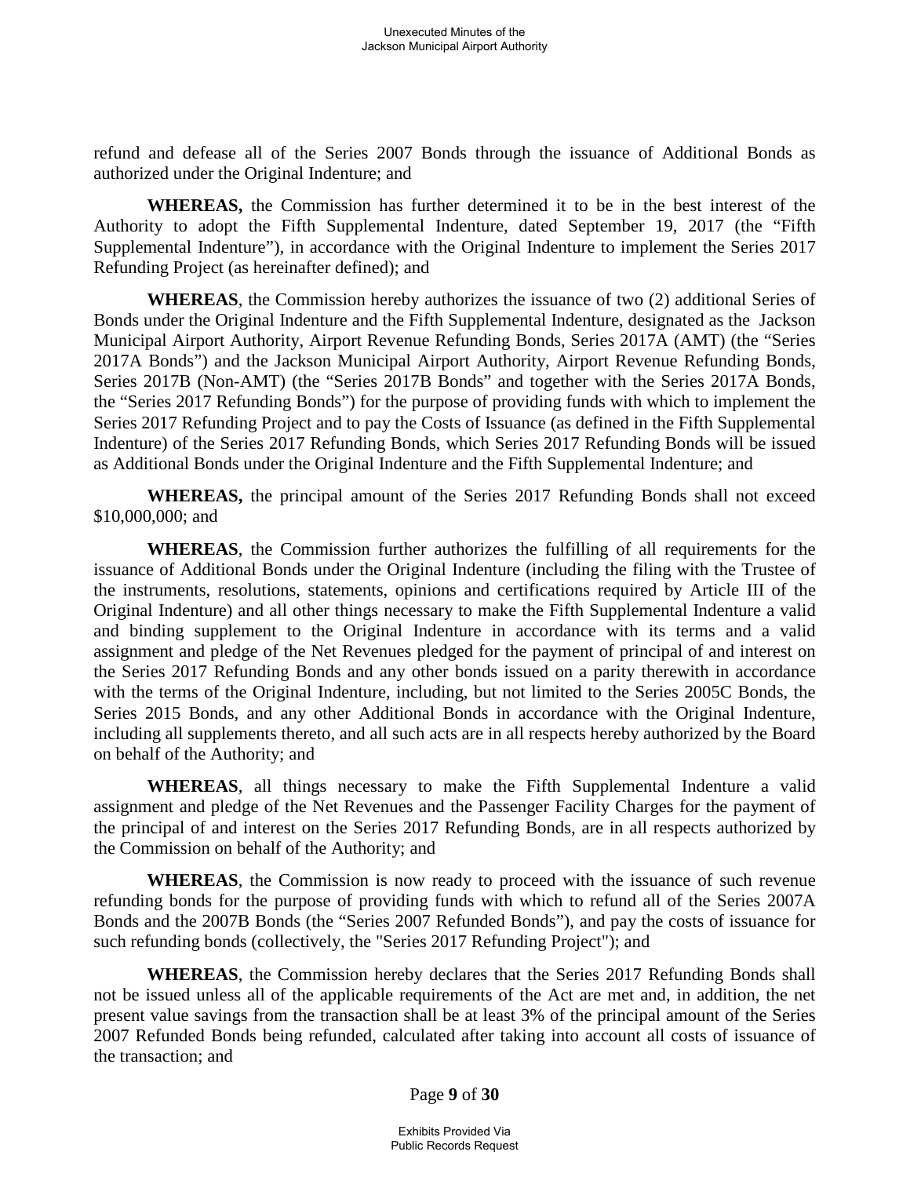refund and defease all of the Series 2007 Bonds through the issuance of Additional Bonds as authorized under the Original Indenture; and

**WHEREAS,** the Commission has further determined it to be in the best interest of the Authority to adopt the Fifth Supplemental Indenture, dated September 19, 2017 (the "Fifth Supplemental Indenture"), in accordance with the Original Indenture to implement the Series 2017 Refunding Project (as hereinafter defined); and

**WHEREAS**, the Commission hereby authorizes the issuance of two (2) additional Series of Bonds under the Original Indenture and the Fifth Supplemental Indenture, designated as the Jackson Municipal Airport Authority, Airport Revenue Refunding Bonds, Series 2017A (AMT) (the "Series 2017A Bonds") and the Jackson Municipal Airport Authority, Airport Revenue Refunding Bonds, Series 2017B (Non-AMT) (the "Series 2017B Bonds" and together with the Series 2017A Bonds, the "Series 2017 Refunding Bonds") for the purpose of providing funds with which to implement the Series 2017 Refunding Project and to pay the Costs of Issuance (as defined in the Fifth Supplemental Indenture) of the Series 2017 Refunding Bonds, which Series 2017 Refunding Bonds will be issued as Additional Bonds under the Original Indenture and the Fifth Supplemental Indenture; and

**WHEREAS,** the principal amount of the Series 2017 Refunding Bonds shall not exceed $10,000,000; and

**WHEREAS**, the Commission further authorizes the fulfilling of all requirements for the issuance of Additional Bonds under the Original Indenture (including the filing with the Trustee of the instruments, resolutions, statements, opinions and certifications required by Article III of the Original Indenture) and all other things necessary to make the Fifth Supplemental Indenture a valid and binding supplement to the Original Indenture in accordance with its terms and a valid assignment and pledge of the Net Revenues pledged for the payment of principal of and interest on the Series 2017 Refunding Bonds and any other bonds issued on a parity therewith in accordance with the terms of the Original Indenture, including, but not limited to the Series 2005C Bonds, the Series 2015 Bonds, and any other Additional Bonds in accordance with the Original Indenture, including all supplements thereto, and all such acts are in all respects hereby authorized by the Board on behalf of the Authority; and

**WHEREAS**, all things necessary to make the Fifth Supplemental Indenture a valid assignment and pledge of the Net Revenues and the Passenger Facility Charges for the payment of the principal of and interest on the Series 2017 Refunding Bonds, are in all respects authorized by the Commission on behalf of the Authority; and

**WHEREAS**, the Commission is now ready to proceed with the issuance of such revenue refunding bonds for the purpose of providing funds with which to refund all of the Series 2007A Bonds and the 2007B Bonds (the "Series 2007 Refunded Bonds"), and pay the costs of issuance for such refunding bonds (collectively, the "Series 2017 Refunding Project"); and

**WHEREAS**, the Commission hereby declares that the Series 2017 Refunding Bonds shall not be issued unless all of the applicable requirements of the Act are met and, in addition, the net present value savings from the transaction shall be at least 3% of the principal amount of the Series 2007 Refunded Bonds being refunded, calculated after taking into account all costs of issuance of the transaction; and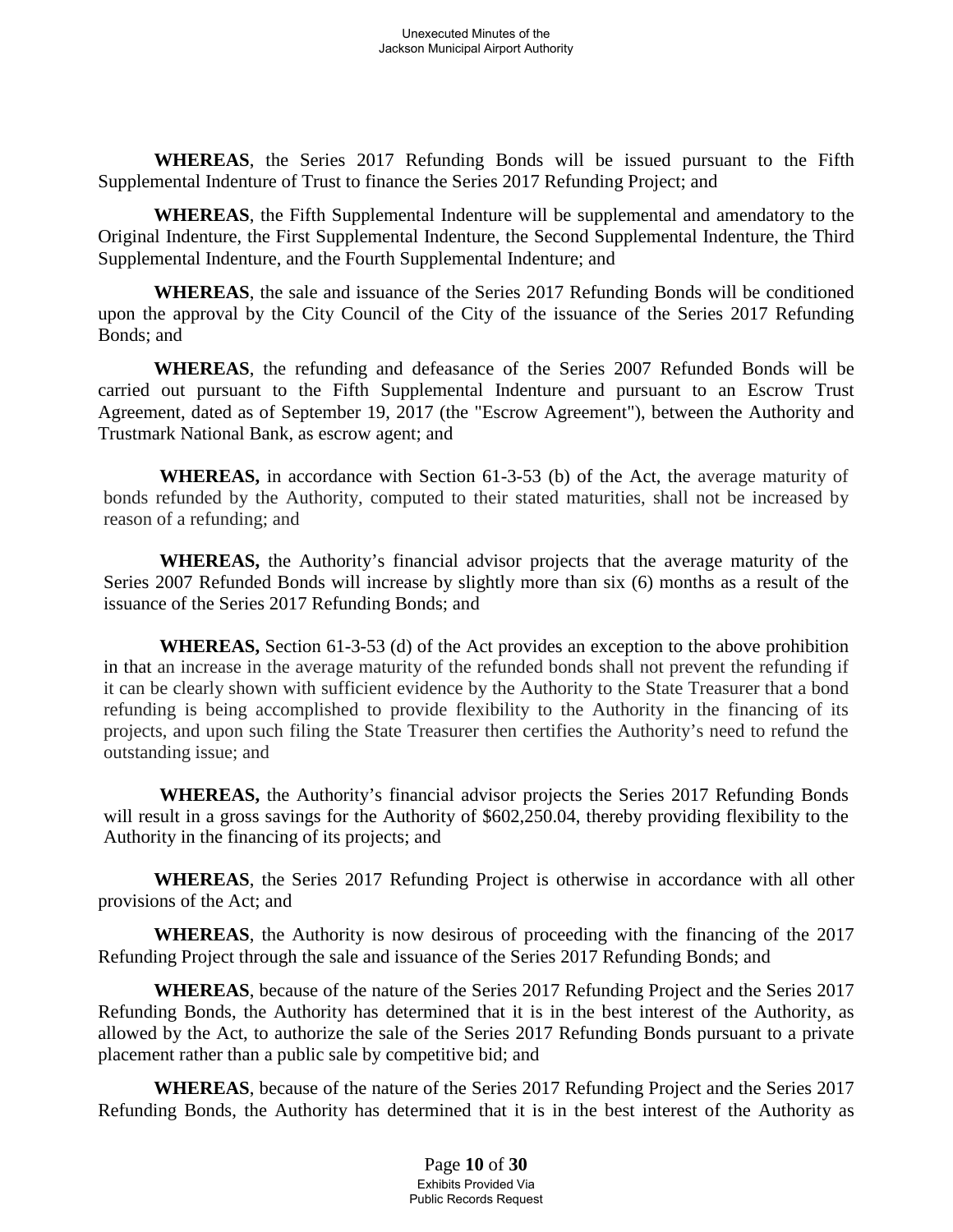**WHEREAS**, the Series 2017 Refunding Bonds will be issued pursuant to the Fifth Supplemental Indenture of Trust to finance the Series 2017 Refunding Project; and

**WHEREAS**, the Fifth Supplemental Indenture will be supplemental and amendatory to the Original Indenture, the First Supplemental Indenture, the Second Supplemental Indenture, the Third Supplemental Indenture, and the Fourth Supplemental Indenture; and

**WHEREAS**, the sale and issuance of the Series 2017 Refunding Bonds will be conditioned upon the approval by the City Council of the City of the issuance of the Series 2017 Refunding Bonds; and

**WHEREAS**, the refunding and defeasance of the Series 2007 Refunded Bonds will be carried out pursuant to the Fifth Supplemental Indenture and pursuant to an Escrow Trust Agreement, dated as of September 19, 2017 (the "Escrow Agreement"), between the Authority and Trustmark National Bank, as escrow agent; and

**WHEREAS,** in accordance with Section 61-3-53 (b) of the Act, the average maturity of bonds refunded by the Authority, computed to their stated maturities, shall not be increased by reason of a refunding; and

**WHEREAS,** the Authority's financial advisor projects that the average maturity of the Series 2007 Refunded Bonds will increase by slightly more than six (6) months as a result of the issuance of the Series 2017 Refunding Bonds; and

**WHEREAS,** Section 61-3-53 (d) of the Act provides an exception to the above prohibition in that an increase in the average maturity of the refunded bonds shall not prevent the refunding if it can be clearly shown with sufficient evidence by the Authority to the State Treasurer that a bond refunding is being accomplished to provide flexibility to the Authority in the financing of its projects, and upon such filing the State Treasurer then certifies the Authority's need to refund the outstanding issue; and

**WHEREAS,** the Authority's financial advisor projects the Series 2017 Refunding Bonds will result in a gross savings for the Authority of $602,250.04, thereby providing flexibility to the Authority in the financing of its projects; and

**WHEREAS**, the Series 2017 Refunding Project is otherwise in accordance with all other provisions of the Act; and

**WHEREAS**, the Authority is now desirous of proceeding with the financing of the 2017 Refunding Project through the sale and issuance of the Series 2017 Refunding Bonds; and

**WHEREAS**, because of the nature of the Series 2017 Refunding Project and the Series 2017 Refunding Bonds, the Authority has determined that it is in the best interest of the Authority, as allowed by the Act, to authorize the sale of the Series 2017 Refunding Bonds pursuant to a private placement rather than a public sale by competitive bid; and

**WHEREAS**, because of the nature of the Series 2017 Refunding Project and the Series 2017 Refunding Bonds, the Authority has determined that it is in the best interest of the Authority as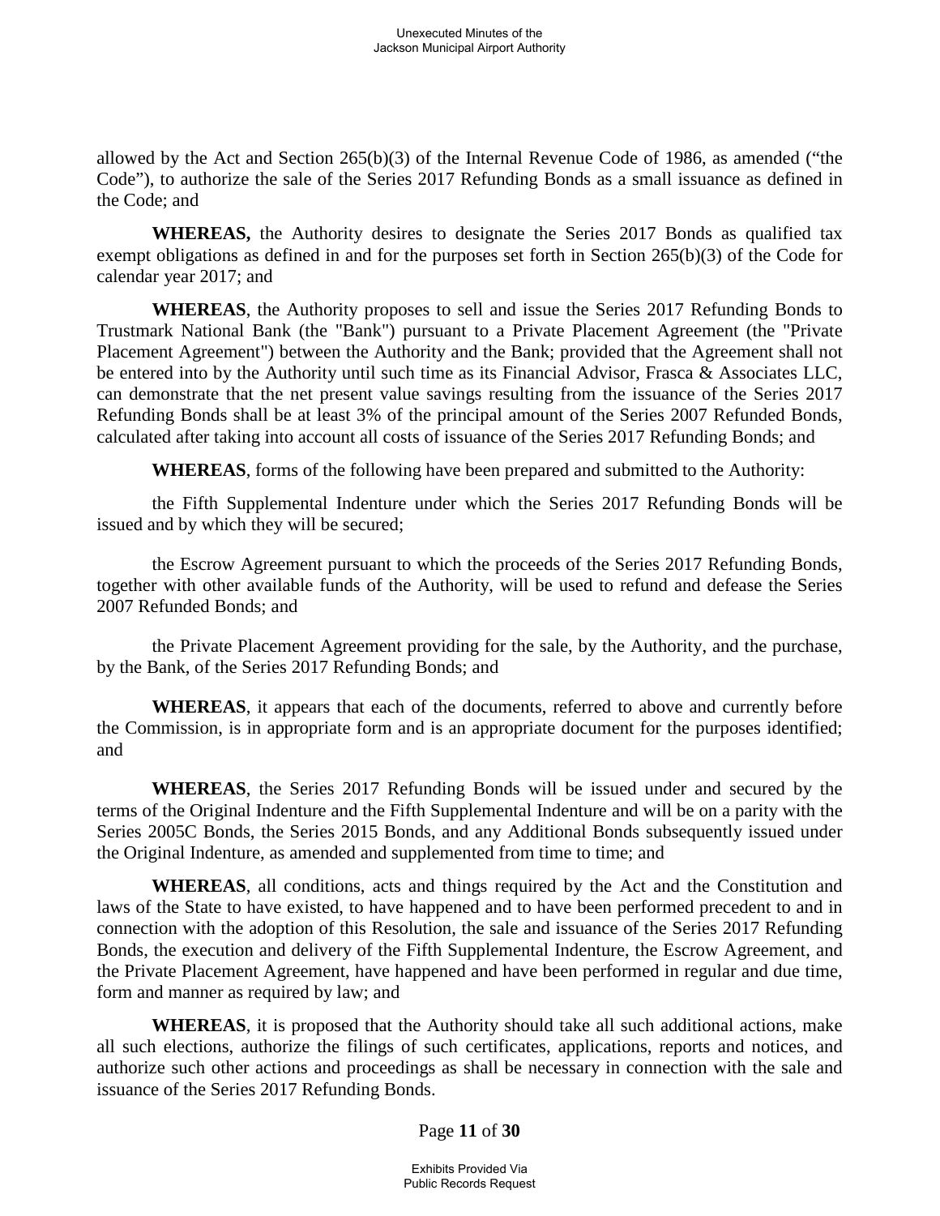allowed by the Act and Section 265(b)(3) of the Internal Revenue Code of 1986, as amended ("the Code"), to authorize the sale of the Series 2017 Refunding Bonds as a small issuance as defined in the Code; and

**WHEREAS,** the Authority desires to designate the Series 2017 Bonds as qualified tax exempt obligations as defined in and for the purposes set forth in Section 265(b)(3) of the Code for calendar year 2017; and

**WHEREAS**, the Authority proposes to sell and issue the Series 2017 Refunding Bonds to Trustmark National Bank (the "Bank") pursuant to a Private Placement Agreement (the "Private Placement Agreement") between the Authority and the Bank; provided that the Agreement shall not be entered into by the Authority until such time as its Financial Advisor, Frasca & Associates LLC, can demonstrate that the net present value savings resulting from the issuance of the Series 2017 Refunding Bonds shall be at least 3% of the principal amount of the Series 2007 Refunded Bonds, calculated after taking into account all costs of issuance of the Series 2017 Refunding Bonds; and

**WHEREAS**, forms of the following have been prepared and submitted to the Authority:

the Fifth Supplemental Indenture under which the Series 2017 Refunding Bonds will be issued and by which they will be secured;

the Escrow Agreement pursuant to which the proceeds of the Series 2017 Refunding Bonds, together with other available funds of the Authority, will be used to refund and defease the Series 2007 Refunded Bonds; and

the Private Placement Agreement providing for the sale, by the Authority, and the purchase, by the Bank, of the Series 2017 Refunding Bonds; and

**WHEREAS**, it appears that each of the documents, referred to above and currently before the Commission, is in appropriate form and is an appropriate document for the purposes identified; and

**WHEREAS**, the Series 2017 Refunding Bonds will be issued under and secured by the terms of the Original Indenture and the Fifth Supplemental Indenture and will be on a parity with the Series 2005C Bonds, the Series 2015 Bonds, and any Additional Bonds subsequently issued under the Original Indenture, as amended and supplemented from time to time; and

**WHEREAS**, all conditions, acts and things required by the Act and the Constitution and laws of the State to have existed, to have happened and to have been performed precedent to and in connection with the adoption of this Resolution, the sale and issuance of the Series 2017 Refunding Bonds, the execution and delivery of the Fifth Supplemental Indenture, the Escrow Agreement, and the Private Placement Agreement, have happened and have been performed in regular and due time, form and manner as required by law; and

**WHEREAS**, it is proposed that the Authority should take all such additional actions, make all such elections, authorize the filings of such certificates, applications, reports and notices, and authorize such other actions and proceedings as shall be necessary in connection with the sale and issuance of the Series 2017 Refunding Bonds.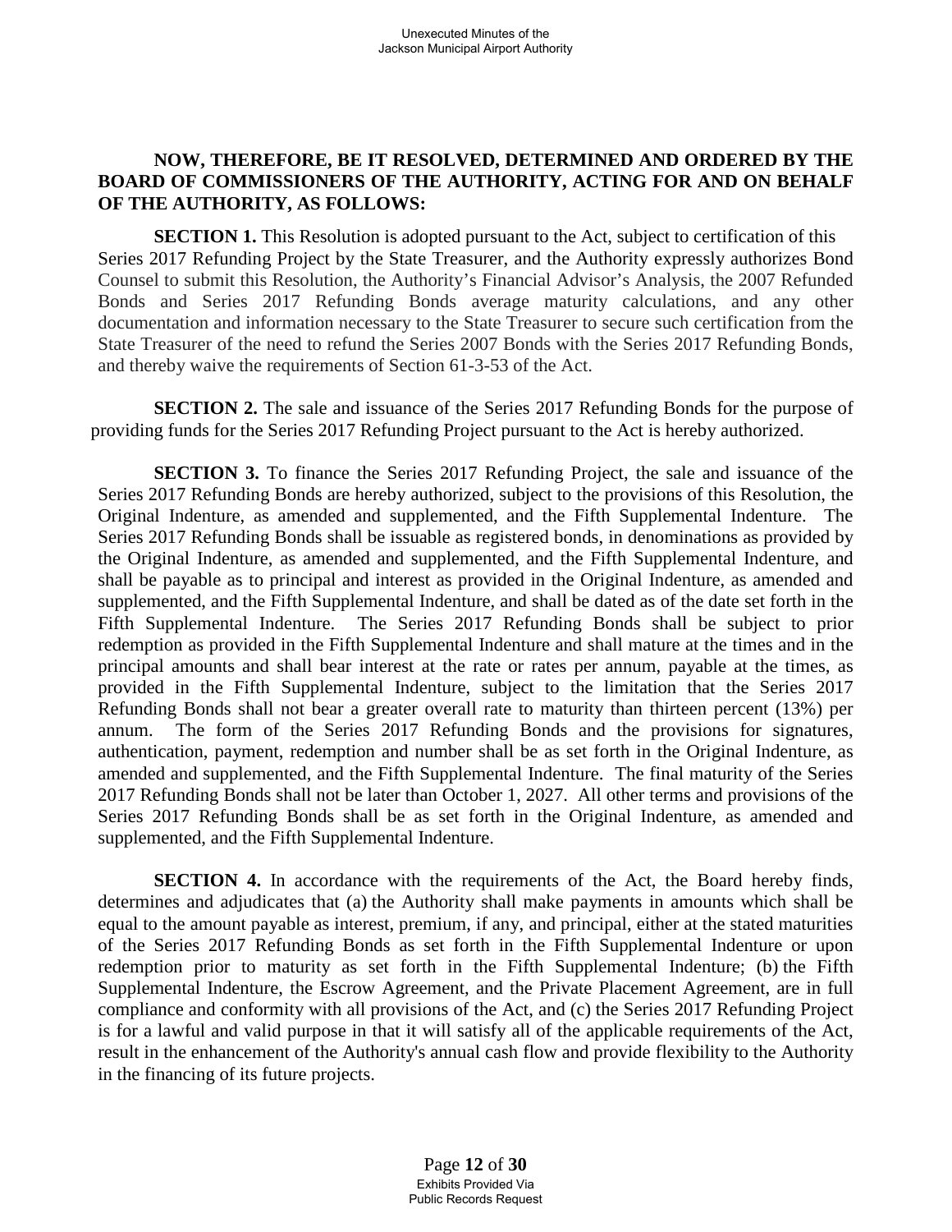**NOW, THEREFORE, BE IT RESOLVED, DETERMINED AND ORDERED BY THE BOARD OF COMMISSIONERS OF THE AUTHORITY, ACTING FOR AND ON BEHALF OF THE AUTHORITY, AS FOLLOWS:**

**SECTION 1.** This Resolution is adopted pursuant to the Act, subject to certification of this Series 2017 Refunding Project by the State Treasurer, and the Authority expressly authorizes Bond Counsel to submit this Resolution, the Authority's Financial Advisor's Analysis, the 2007 Refunded Bonds and Series 2017 Refunding Bonds average maturity calculations, and any other documentation and information necessary to the State Treasurer to secure such certification from the State Treasurer of the need to refund the Series 2007 Bonds with the Series 2017 Refunding Bonds, and thereby waive the requirements of Section 61-3-53 of the Act.

**SECTION 2.** The sale and issuance of the Series 2017 Refunding Bonds for the purpose of providing funds for the Series 2017 Refunding Project pursuant to the Act is hereby authorized.

**SECTION 3.** To finance the Series 2017 Refunding Project, the sale and issuance of the Series 2017 Refunding Bonds are hereby authorized, subject to the provisions of this Resolution, the Original Indenture, as amended and supplemented, and the Fifth Supplemental Indenture. The Series 2017 Refunding Bonds shall be issuable as registered bonds, in denominations as provided by the Original Indenture, as amended and supplemented, and the Fifth Supplemental Indenture, and shall be payable as to principal and interest as provided in the Original Indenture, as amended and supplemented, and the Fifth Supplemental Indenture, and shall be dated as of the date set forth in the Fifth Supplemental Indenture. The Series 2017 Refunding Bonds shall be subject to prior redemption as provided in the Fifth Supplemental Indenture and shall mature at the times and in the principal amounts and shall bear interest at the rate or rates per annum, payable at the times, as provided in the Fifth Supplemental Indenture, subject to the limitation that the Series 2017 Refunding Bonds shall not bear a greater overall rate to maturity than thirteen percent (13%) per annum. The form of the Series 2017 Refunding Bonds and the provisions for signatures, authentication, payment, redemption and number shall be as set forth in the Original Indenture, as amended and supplemented, and the Fifth Supplemental Indenture. The final maturity of the Series 2017 Refunding Bonds shall not be later than October 1, 2027. All other terms and provisions of the Series 2017 Refunding Bonds shall be as set forth in the Original Indenture, as amended and supplemented, and the Fifth Supplemental Indenture.

**SECTION 4.** In accordance with the requirements of the Act, the Board hereby finds, determines and adjudicates that (a) the Authority shall make payments in amounts which shall be equal to the amount payable as interest, premium, if any, and principal, either at the stated maturities of the Series 2017 Refunding Bonds as set forth in the Fifth Supplemental Indenture or upon redemption prior to maturity as set forth in the Fifth Supplemental Indenture; (b) the Fifth Supplemental Indenture, the Escrow Agreement, and the Private Placement Agreement, are in full compliance and conformity with all provisions of the Act, and (c) the Series 2017 Refunding Project is for a lawful and valid purpose in that it will satisfy all of the applicable requirements of the Act, result in the enhancement of the Authority's annual cash flow and provide flexibility to the Authority in the financing of its future projects.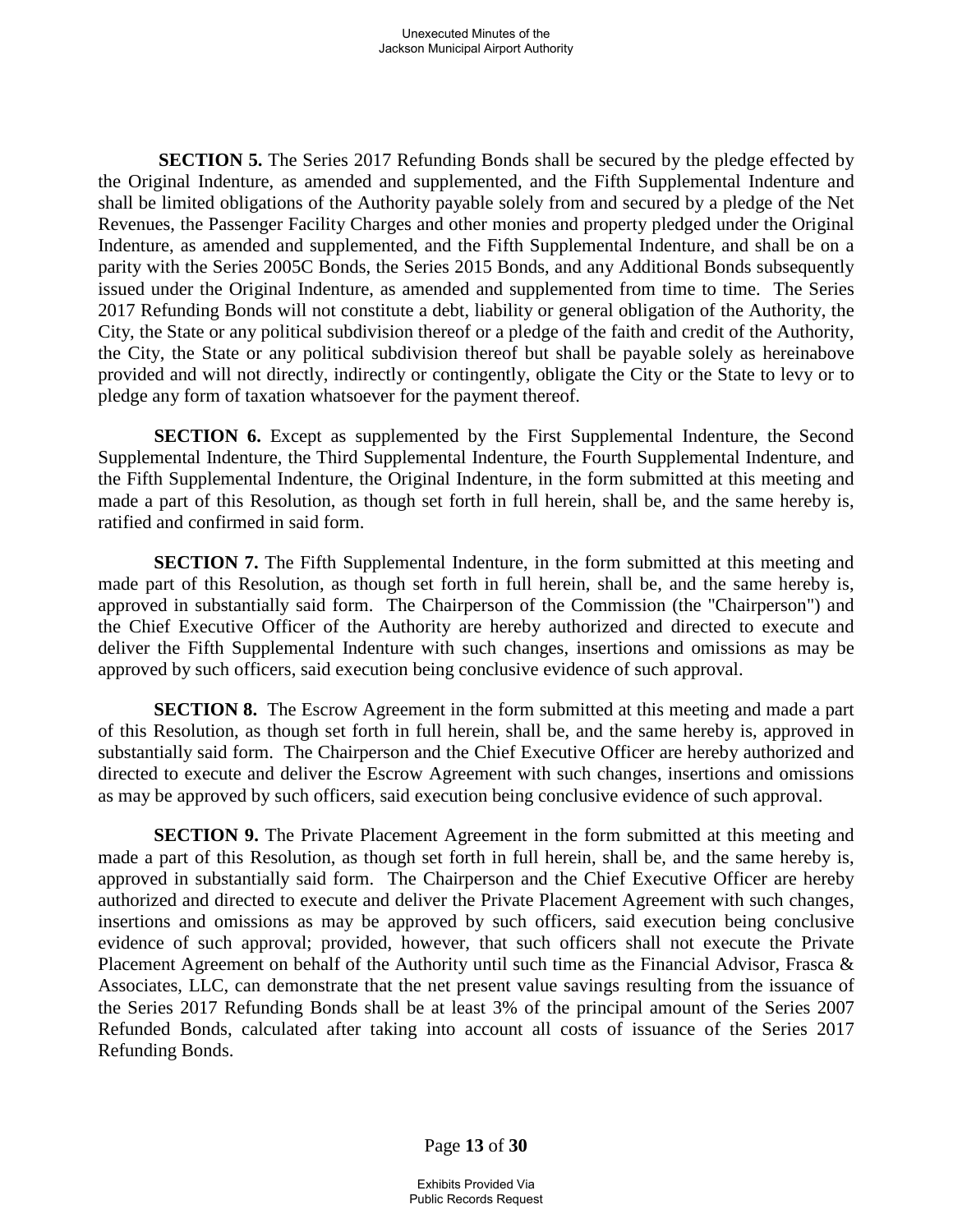**SECTION 5.** The Series 2017 Refunding Bonds shall be secured by the pledge effected by the Original Indenture, as amended and supplemented, and the Fifth Supplemental Indenture and shall be limited obligations of the Authority payable solely from and secured by a pledge of the Net Revenues, the Passenger Facility Charges and other monies and property pledged under the Original Indenture, as amended and supplemented, and the Fifth Supplemental Indenture, and shall be on a parity with the Series 2005C Bonds, the Series 2015 Bonds, and any Additional Bonds subsequently issued under the Original Indenture, as amended and supplemented from time to time. The Series 2017 Refunding Bonds will not constitute a debt, liability or general obligation of the Authority, the City, the State or any political subdivision thereof or a pledge of the faith and credit of the Authority, the City, the State or any political subdivision thereof but shall be payable solely as hereinabove provided and will not directly, indirectly or contingently, obligate the City or the State to levy or to pledge any form of taxation whatsoever for the payment thereof.

**SECTION 6.** Except as supplemented by the First Supplemental Indenture, the Second Supplemental Indenture, the Third Supplemental Indenture, the Fourth Supplemental Indenture, and the Fifth Supplemental Indenture, the Original Indenture, in the form submitted at this meeting and made a part of this Resolution, as though set forth in full herein, shall be, and the same hereby is, ratified and confirmed in said form.

**SECTION 7.** The Fifth Supplemental Indenture, in the form submitted at this meeting and made part of this Resolution, as though set forth in full herein, shall be, and the same hereby is, approved in substantially said form. The Chairperson of the Commission (the "Chairperson") and the Chief Executive Officer of the Authority are hereby authorized and directed to execute and deliver the Fifth Supplemental Indenture with such changes, insertions and omissions as may be approved by such officers, said execution being conclusive evidence of such approval.

**SECTION 8.** The Escrow Agreement in the form submitted at this meeting and made a part of this Resolution, as though set forth in full herein, shall be, and the same hereby is, approved in substantially said form. The Chairperson and the Chief Executive Officer are hereby authorized and directed to execute and deliver the Escrow Agreement with such changes, insertions and omissions as may be approved by such officers, said execution being conclusive evidence of such approval.

**SECTION 9.** The Private Placement Agreement in the form submitted at this meeting and made a part of this Resolution, as though set forth in full herein, shall be, and the same hereby is, approved in substantially said form. The Chairperson and the Chief Executive Officer are hereby authorized and directed to execute and deliver the Private Placement Agreement with such changes, insertions and omissions as may be approved by such officers, said execution being conclusive evidence of such approval; provided, however, that such officers shall not execute the Private Placement Agreement on behalf of the Authority until such time as the Financial Advisor, Frasca & Associates, LLC, can demonstrate that the net present value savings resulting from the issuance of the Series 2017 Refunding Bonds shall be at least 3% of the principal amount of the Series 2007 Refunded Bonds, calculated after taking into account all costs of issuance of the Series 2017 Refunding Bonds.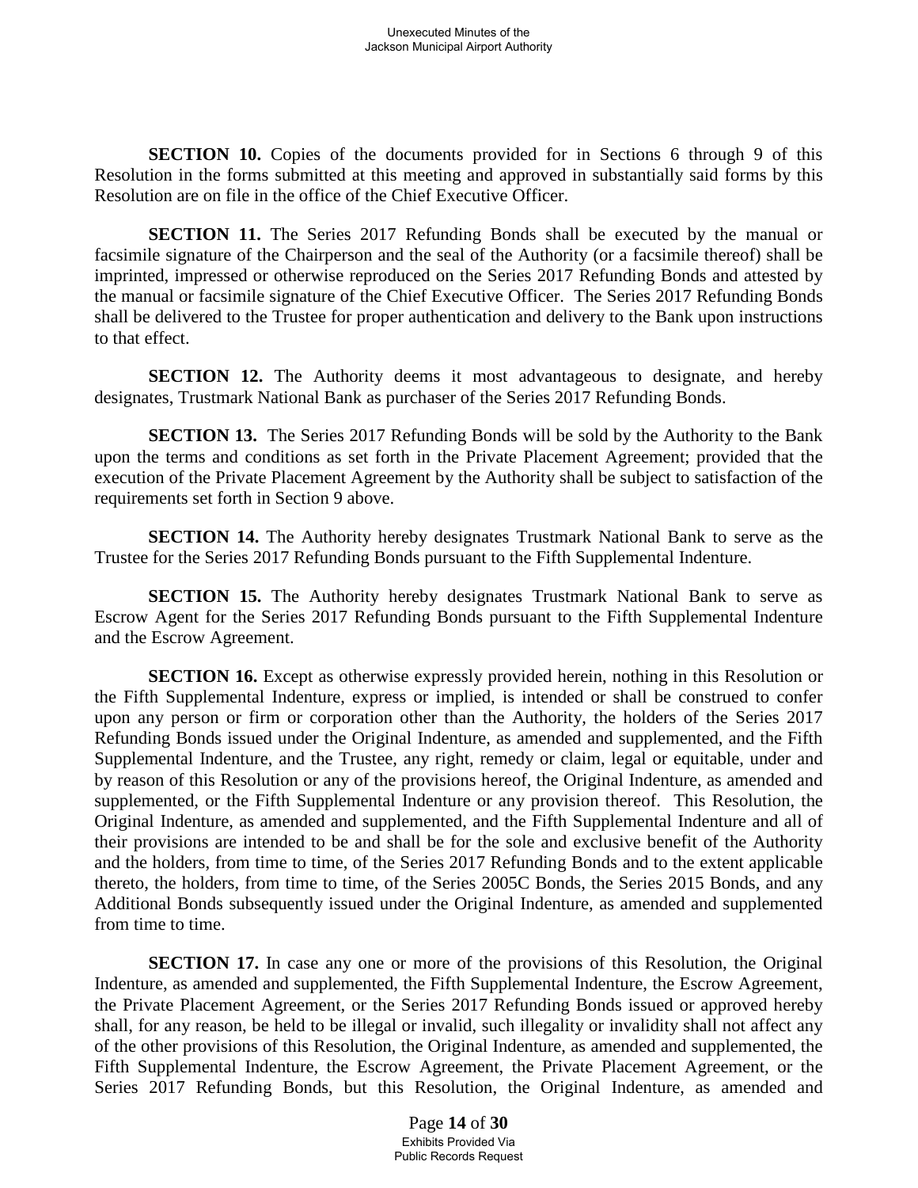**SECTION 10.** Copies of the documents provided for in Sections 6 through 9 of this Resolution in the forms submitted at this meeting and approved in substantially said forms by this Resolution are on file in the office of the Chief Executive Officer.

**SECTION 11.** The Series 2017 Refunding Bonds shall be executed by the manual or facsimile signature of the Chairperson and the seal of the Authority (or a facsimile thereof) shall be imprinted, impressed or otherwise reproduced on the Series 2017 Refunding Bonds and attested by the manual or facsimile signature of the Chief Executive Officer. The Series 2017 Refunding Bonds shall be delivered to the Trustee for proper authentication and delivery to the Bank upon instructions to that effect.

**SECTION 12.** The Authority deems it most advantageous to designate, and hereby designates, Trustmark National Bank as purchaser of the Series 2017 Refunding Bonds.

**SECTION 13.** The Series 2017 Refunding Bonds will be sold by the Authority to the Bank upon the terms and conditions as set forth in the Private Placement Agreement; provided that the execution of the Private Placement Agreement by the Authority shall be subject to satisfaction of the requirements set forth in Section 9 above.

**SECTION 14.** The Authority hereby designates Trustmark National Bank to serve as the Trustee for the Series 2017 Refunding Bonds pursuant to the Fifth Supplemental Indenture.

**SECTION 15.** The Authority hereby designates Trustmark National Bank to serve as Escrow Agent for the Series 2017 Refunding Bonds pursuant to the Fifth Supplemental Indenture and the Escrow Agreement.

**SECTION 16.** Except as otherwise expressly provided herein, nothing in this Resolution or the Fifth Supplemental Indenture, express or implied, is intended or shall be construed to confer upon any person or firm or corporation other than the Authority, the holders of the Series 2017 Refunding Bonds issued under the Original Indenture, as amended and supplemented, and the Fifth Supplemental Indenture, and the Trustee, any right, remedy or claim, legal or equitable, under and by reason of this Resolution or any of the provisions hereof, the Original Indenture, as amended and supplemented, or the Fifth Supplemental Indenture or any provision thereof. This Resolution, the Original Indenture, as amended and supplemented, and the Fifth Supplemental Indenture and all of their provisions are intended to be and shall be for the sole and exclusive benefit of the Authority and the holders, from time to time, of the Series 2017 Refunding Bonds and to the extent applicable thereto, the holders, from time to time, of the Series 2005C Bonds, the Series 2015 Bonds, and any Additional Bonds subsequently issued under the Original Indenture, as amended and supplemented from time to time.

**SECTION 17.** In case any one or more of the provisions of this Resolution, the Original Indenture, as amended and supplemented, the Fifth Supplemental Indenture, the Escrow Agreement, the Private Placement Agreement, or the Series 2017 Refunding Bonds issued or approved hereby shall, for any reason, be held to be illegal or invalid, such illegality or invalidity shall not affect any of the other provisions of this Resolution, the Original Indenture, as amended and supplemented, the Fifth Supplemental Indenture, the Escrow Agreement, the Private Placement Agreement, or the Series 2017 Refunding Bonds, but this Resolution, the Original Indenture, as amended and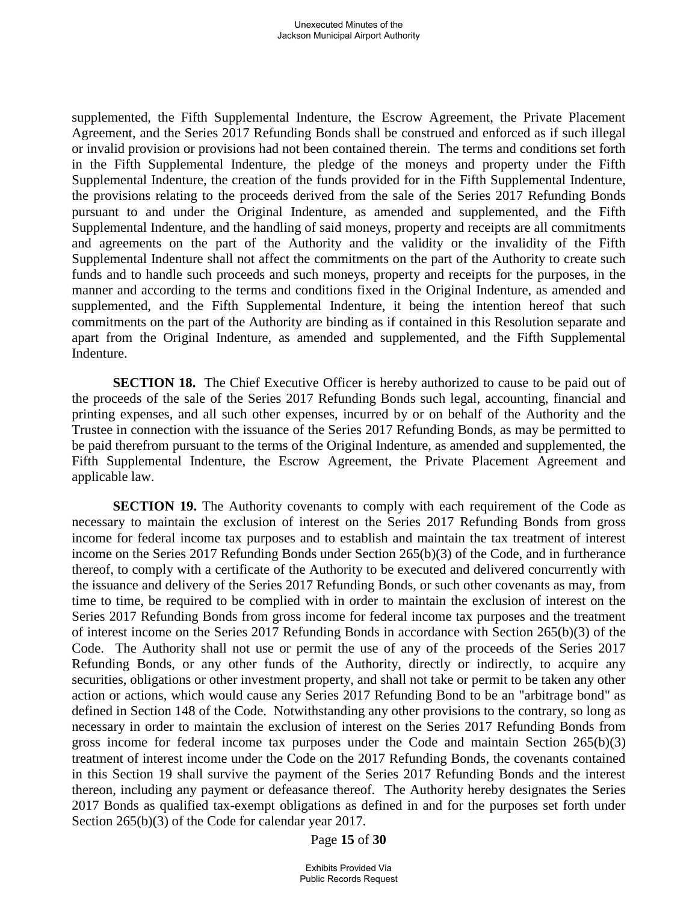supplemented, the Fifth Supplemental Indenture, the Escrow Agreement, the Private Placement Agreement, and the Series 2017 Refunding Bonds shall be construed and enforced as if such illegal or invalid provision or provisions had not been contained therein. The terms and conditions set forth in the Fifth Supplemental Indenture, the pledge of the moneys and property under the Fifth Supplemental Indenture, the creation of the funds provided for in the Fifth Supplemental Indenture, the provisions relating to the proceeds derived from the sale of the Series 2017 Refunding Bonds pursuant to and under the Original Indenture, as amended and supplemented, and the Fifth Supplemental Indenture, and the handling of said moneys, property and receipts are all commitments and agreements on the part of the Authority and the validity or the invalidity of the Fifth Supplemental Indenture shall not affect the commitments on the part of the Authority to create such funds and to handle such proceeds and such moneys, property and receipts for the purposes, in the manner and according to the terms and conditions fixed in the Original Indenture, as amended and supplemented, and the Fifth Supplemental Indenture, it being the intention hereof that such commitments on the part of the Authority are binding as if contained in this Resolution separate and apart from the Original Indenture, as amended and supplemented, and the Fifth Supplemental Indenture.

**SECTION 18.** The Chief Executive Officer is hereby authorized to cause to be paid out of the proceeds of the sale of the Series 2017 Refunding Bonds such legal, accounting, financial and printing expenses, and all such other expenses, incurred by or on behalf of the Authority and the Trustee in connection with the issuance of the Series 2017 Refunding Bonds, as may be permitted to be paid therefrom pursuant to the terms of the Original Indenture, as amended and supplemented, the Fifth Supplemental Indenture, the Escrow Agreement, the Private Placement Agreement and applicable law.

**SECTION 19.** The Authority covenants to comply with each requirement of the Code as necessary to maintain the exclusion of interest on the Series 2017 Refunding Bonds from gross income for federal income tax purposes and to establish and maintain the tax treatment of interest income on the Series 2017 Refunding Bonds under Section 265(b)(3) of the Code, and in furtherance thereof, to comply with a certificate of the Authority to be executed and delivered concurrently with the issuance and delivery of the Series 2017 Refunding Bonds, or such other covenants as may, from time to time, be required to be complied with in order to maintain the exclusion of interest on the Series 2017 Refunding Bonds from gross income for federal income tax purposes and the treatment of interest income on the Series 2017 Refunding Bonds in accordance with Section 265(b)(3) of the Code. The Authority shall not use or permit the use of any of the proceeds of the Series 2017 Refunding Bonds, or any other funds of the Authority, directly or indirectly, to acquire any securities, obligations or other investment property, and shall not take or permit to be taken any other action or actions, which would cause any Series 2017 Refunding Bond to be an "arbitrage bond" as defined in Section 148 of the Code. Notwithstanding any other provisions to the contrary, so long as necessary in order to maintain the exclusion of interest on the Series 2017 Refunding Bonds from gross income for federal income tax purposes under the Code and maintain Section 265(b)(3) treatment of interest income under the Code on the 2017 Refunding Bonds, the covenants contained in this Section 19 shall survive the payment of the Series 2017 Refunding Bonds and the interest thereon, including any payment or defeasance thereof. The Authority hereby designates the Series 2017 Bonds as qualified tax-exempt obligations as defined in and for the purposes set forth under Section 265(b)(3) of the Code for calendar year 2017.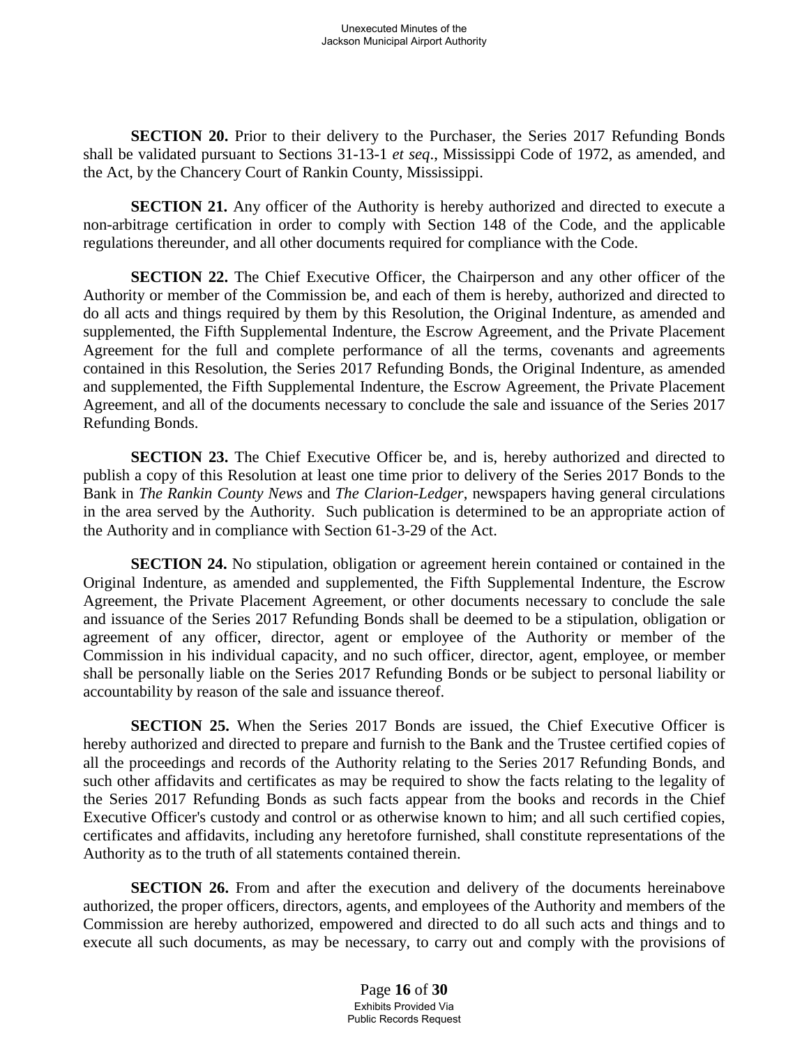**SECTION 20.** Prior to their delivery to the Purchaser, the Series 2017 Refunding Bonds shall be validated pursuant to Sections 31-13-1 *et seq*., Mississippi Code of 1972, as amended, and the Act, by the Chancery Court of Rankin County, Mississippi.

**SECTION 21.** Any officer of the Authority is hereby authorized and directed to execute a non-arbitrage certification in order to comply with Section 148 of the Code, and the applicable regulations thereunder, and all other documents required for compliance with the Code.

**SECTION 22.** The Chief Executive Officer, the Chairperson and any other officer of the Authority or member of the Commission be, and each of them is hereby, authorized and directed to do all acts and things required by them by this Resolution, the Original Indenture, as amended and supplemented, the Fifth Supplemental Indenture, the Escrow Agreement, and the Private Placement Agreement for the full and complete performance of all the terms, covenants and agreements contained in this Resolution, the Series 2017 Refunding Bonds, the Original Indenture, as amended and supplemented, the Fifth Supplemental Indenture, the Escrow Agreement, the Private Placement Agreement, and all of the documents necessary to conclude the sale and issuance of the Series 2017 Refunding Bonds.

**SECTION 23.** The Chief Executive Officer be, and is, hereby authorized and directed to publish a copy of this Resolution at least one time prior to delivery of the Series 2017 Bonds to the Bank in *The Rankin County News* and *The Clarion-Ledger*, newspapers having general circulations in the area served by the Authority. Such publication is determined to be an appropriate action of the Authority and in compliance with Section 61-3-29 of the Act.

**SECTION 24.** No stipulation, obligation or agreement herein contained or contained in the Original Indenture, as amended and supplemented, the Fifth Supplemental Indenture, the Escrow Agreement, the Private Placement Agreement, or other documents necessary to conclude the sale and issuance of the Series 2017 Refunding Bonds shall be deemed to be a stipulation, obligation or agreement of any officer, director, agent or employee of the Authority or member of the Commission in his individual capacity, and no such officer, director, agent, employee, or member shall be personally liable on the Series 2017 Refunding Bonds or be subject to personal liability or accountability by reason of the sale and issuance thereof.

**SECTION 25.** When the Series 2017 Bonds are issued, the Chief Executive Officer is hereby authorized and directed to prepare and furnish to the Bank and the Trustee certified copies of all the proceedings and records of the Authority relating to the Series 2017 Refunding Bonds, and such other affidavits and certificates as may be required to show the facts relating to the legality of the Series 2017 Refunding Bonds as such facts appear from the books and records in the Chief Executive Officer's custody and control or as otherwise known to him; and all such certified copies, certificates and affidavits, including any heretofore furnished, shall constitute representations of the Authority as to the truth of all statements contained therein.

**SECTION 26.** From and after the execution and delivery of the documents hereinabove authorized, the proper officers, directors, agents, and employees of the Authority and members of the Commission are hereby authorized, empowered and directed to do all such acts and things and to execute all such documents, as may be necessary, to carry out and comply with the provisions of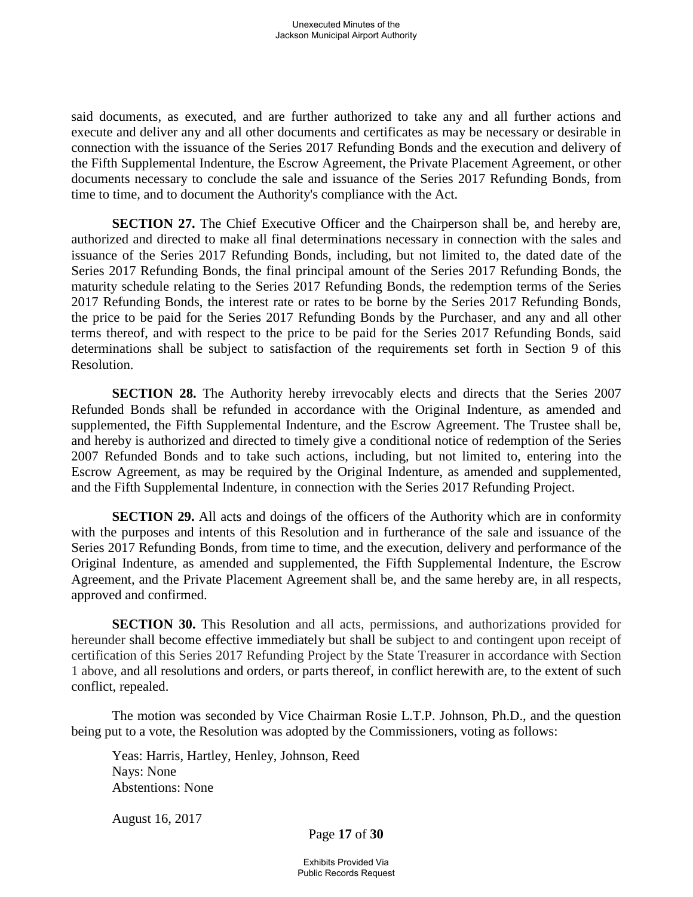said documents, as executed, and are further authorized to take any and all further actions and execute and deliver any and all other documents and certificates as may be necessary or desirable in connection with the issuance of the Series 2017 Refunding Bonds and the execution and delivery of the Fifth Supplemental Indenture, the Escrow Agreement, the Private Placement Agreement, or other documents necessary to conclude the sale and issuance of the Series 2017 Refunding Bonds, from time to time, and to document the Authority's compliance with the Act.

**SECTION 27.** The Chief Executive Officer and the Chairperson shall be, and hereby are, authorized and directed to make all final determinations necessary in connection with the sales and issuance of the Series 2017 Refunding Bonds, including, but not limited to, the dated date of the Series 2017 Refunding Bonds, the final principal amount of the Series 2017 Refunding Bonds, the maturity schedule relating to the Series 2017 Refunding Bonds, the redemption terms of the Series 2017 Refunding Bonds, the interest rate or rates to be borne by the Series 2017 Refunding Bonds, the price to be paid for the Series 2017 Refunding Bonds by the Purchaser, and any and all other terms thereof, and with respect to the price to be paid for the Series 2017 Refunding Bonds, said determinations shall be subject to satisfaction of the requirements set forth in Section 9 of this Resolution.

**SECTION 28.** The Authority hereby irrevocably elects and directs that the Series 2007 Refunded Bonds shall be refunded in accordance with the Original Indenture, as amended and supplemented, the Fifth Supplemental Indenture, and the Escrow Agreement. The Trustee shall be, and hereby is authorized and directed to timely give a conditional notice of redemption of the Series 2007 Refunded Bonds and to take such actions, including, but not limited to, entering into the Escrow Agreement, as may be required by the Original Indenture, as amended and supplemented, and the Fifth Supplemental Indenture, in connection with the Series 2017 Refunding Project.

**SECTION 29.** All acts and doings of the officers of the Authority which are in conformity with the purposes and intents of this Resolution and in furtherance of the sale and issuance of the Series 2017 Refunding Bonds, from time to time, and the execution, delivery and performance of the Original Indenture, as amended and supplemented, the Fifth Supplemental Indenture, the Escrow Agreement, and the Private Placement Agreement shall be, and the same hereby are, in all respects, approved and confirmed.

**SECTION 30.** This Resolution and all acts, permissions, and authorizations provided for hereunder shall become effective immediately but shall be subject to and contingent upon receipt of certification of this Series 2017 Refunding Project by the State Treasurer in accordance with Section 1 above, and all resolutions and orders, or parts thereof, in conflict herewith are, to the extent of such conflict, repealed.

The motion was seconded by Vice Chairman Rosie L.T.P. Johnson, Ph.D., and the question being put to a vote, the Resolution was adopted by the Commissioners, voting as follows:

Yeas: Harris, Hartley, Henley, Johnson, Reed
Nays: None
Abstentions: None

August 16, 2017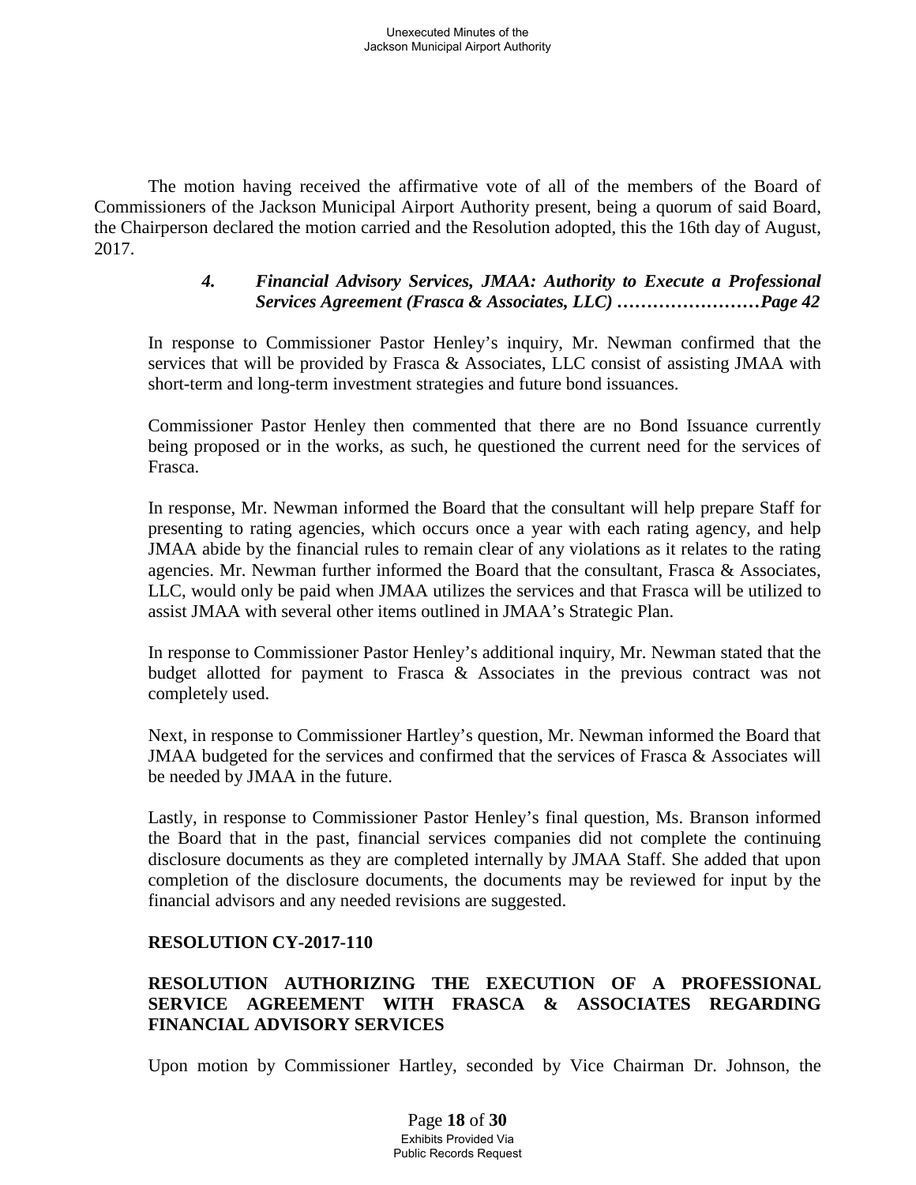The motion having received the affirmative vote of all of the members of the Board of Commissioners of the Jackson Municipal Airport Authority present, being a quorum of said Board, the Chairperson declared the motion carried and the Resolution adopted, this the 16th day of August, 2017.

> ***4. Financial Advisory Services, JMAA: Authority to Execute a Professional Services Agreement (Frasca & Associates, LLC) ……………………Page 42***

In response to Commissioner Pastor Henley's inquiry, Mr. Newman confirmed that the services that will be provided by Frasca & Associates, LLC consist of assisting JMAA with short-term and long-term investment strategies and future bond issuances.

Commissioner Pastor Henley then commented that there are no Bond Issuance currently being proposed or in the works, as such, he questioned the current need for the services of Frasca.

In response, Mr. Newman informed the Board that the consultant will help prepare Staff for presenting to rating agencies, which occurs once a year with each rating agency, and help JMAA abide by the financial rules to remain clear of any violations as it relates to the rating agencies. Mr. Newman further informed the Board that the consultant, Frasca & Associates, LLC, would only be paid when JMAA utilizes the services and that Frasca will be utilized to assist JMAA with several other items outlined in JMAA's Strategic Plan.

In response to Commissioner Pastor Henley's additional inquiry, Mr. Newman stated that the budget allotted for payment to Frasca & Associates in the previous contract was not completely used.

Next, in response to Commissioner Hartley's question, Mr. Newman informed the Board that JMAA budgeted for the services and confirmed that the services of Frasca & Associates will be needed by JMAA in the future.

Lastly, in response to Commissioner Pastor Henley's final question, Ms. Branson informed the Board that in the past, financial services companies did not complete the continuing disclosure documents as they are completed internally by JMAA Staff. She added that upon completion of the disclosure documents, the documents may be reviewed for input by the financial advisors and any needed revisions are suggested.

**RESOLUTION CY-2017-110**

**RESOLUTION AUTHORIZING THE EXECUTION OF A PROFESSIONAL SERVICE AGREEMENT WITH FRASCA & ASSOCIATES REGARDING FINANCIAL ADVISORY SERVICES**

Upon motion by Commissioner Hartley, seconded by Vice Chairman Dr. Johnson, the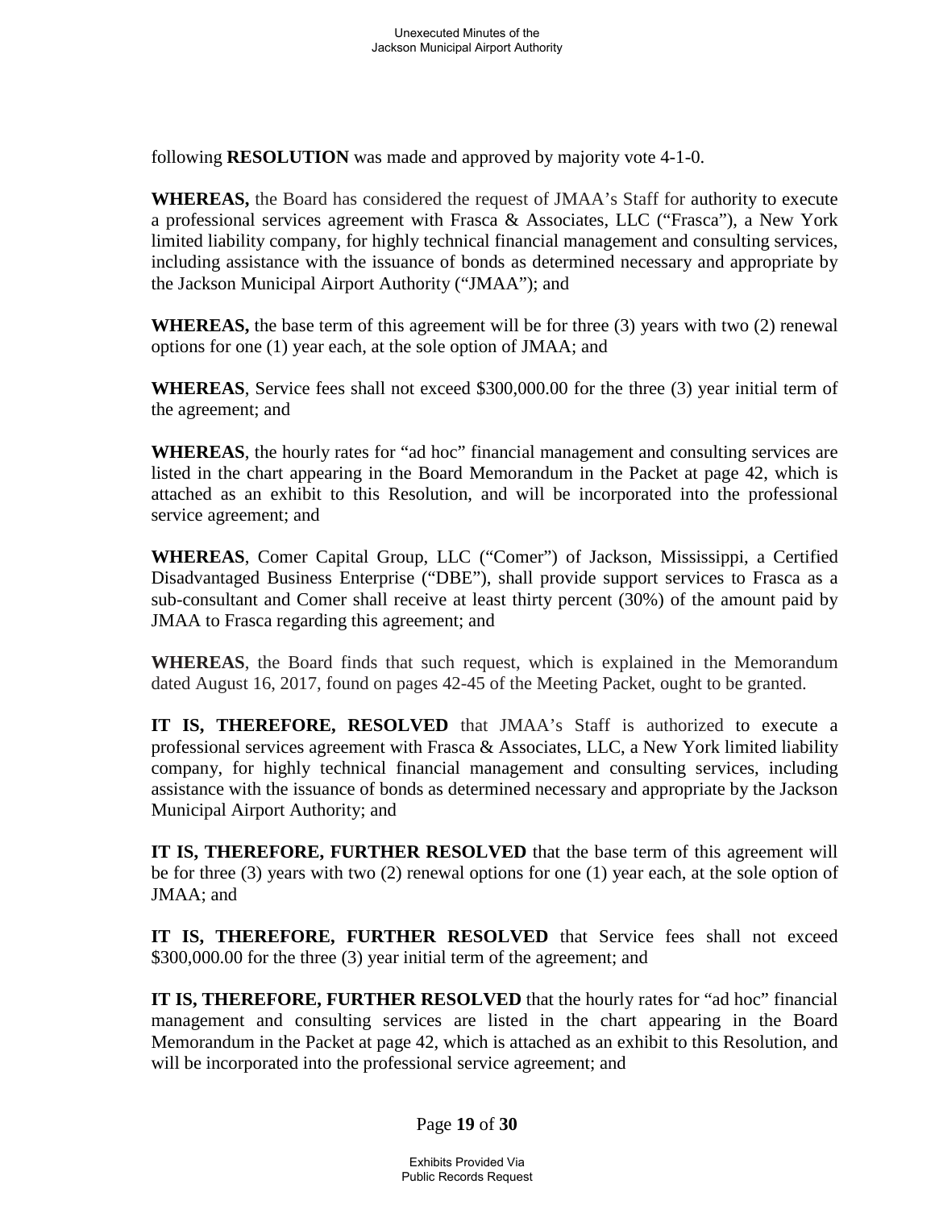following **RESOLUTION** was made and approved by majority vote 4-1-0.

**WHEREAS,** the Board has considered the request of JMAA's Staff for authority to execute a professional services agreement with Frasca & Associates, LLC ("Frasca"), a New York limited liability company, for highly technical financial management and consulting services, including assistance with the issuance of bonds as determined necessary and appropriate by the Jackson Municipal Airport Authority ("JMAA"); and

**WHEREAS,** the base term of this agreement will be for three (3) years with two (2) renewal options for one (1) year each, at the sole option of JMAA; and

**WHEREAS**, Service fees shall not exceed $300,000.00 for the three (3) year initial term of the agreement; and

**WHEREAS**, the hourly rates for "ad hoc" financial management and consulting services are listed in the chart appearing in the Board Memorandum in the Packet at page 42, which is attached as an exhibit to this Resolution, and will be incorporated into the professional service agreement; and

**WHEREAS**, Comer Capital Group, LLC ("Comer") of Jackson, Mississippi, a Certified Disadvantaged Business Enterprise ("DBE"), shall provide support services to Frasca as a sub-consultant and Comer shall receive at least thirty percent (30%) of the amount paid by JMAA to Frasca regarding this agreement; and

**WHEREAS**, the Board finds that such request, which is explained in the Memorandum dated August 16, 2017, found on pages 42-45 of the Meeting Packet, ought to be granted.

**IT IS, THEREFORE, RESOLVED** that JMAA's Staff is authorized to execute a professional services agreement with Frasca & Associates, LLC, a New York limited liability company, for highly technical financial management and consulting services, including assistance with the issuance of bonds as determined necessary and appropriate by the Jackson Municipal Airport Authority; and

**IT IS, THEREFORE, FURTHER RESOLVED** that the base term of this agreement will be for three (3) years with two (2) renewal options for one (1) year each, at the sole option of JMAA; and

**IT IS, THEREFORE, FURTHER RESOLVED** that Service fees shall not exceed $300,000.00 for the three (3) year initial term of the agreement; and

**IT IS, THEREFORE, FURTHER RESOLVED** that the hourly rates for "ad hoc" financial management and consulting services are listed in the chart appearing in the Board Memorandum in the Packet at page 42, which is attached as an exhibit to this Resolution, and will be incorporated into the professional service agreement; and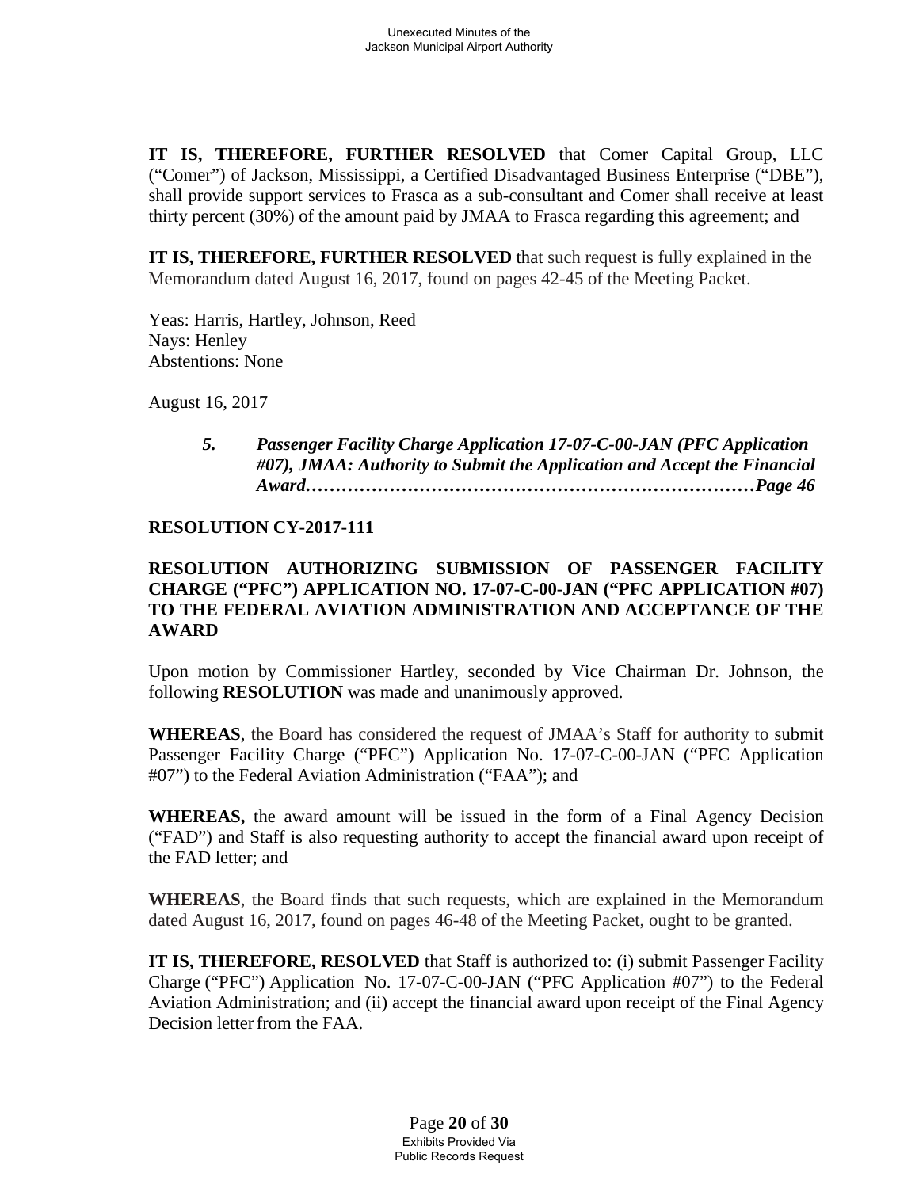**IT IS, THEREFORE, FURTHER RESOLVED** that Comer Capital Group, LLC ("Comer") of Jackson, Mississippi, a Certified Disadvantaged Business Enterprise ("DBE"), shall provide support services to Frasca as a sub-consultant and Comer shall receive at least thirty percent (30%) of the amount paid by JMAA to Frasca regarding this agreement; and

**IT IS, THEREFORE, FURTHER RESOLVED** that such request is fully explained in the Memorandum dated August 16, 2017, found on pages 42-45 of the Meeting Packet.

Yeas: Harris, Hartley, Johnson, Reed
Nays: Henley
Abstentions: None

August 16, 2017

> ***5. Passenger Facility Charge Application 17-07-C-00-JAN (PFC Application #07), JMAA: Authority to Submit the Application and Accept the Financial Award………………………………………………………………Page 46***

**RESOLUTION CY-2017-111**

**RESOLUTION AUTHORIZING SUBMISSION OF PASSENGER FACILITY CHARGE ("PFC") APPLICATION NO. 17-07-C-00-JAN ("PFC APPLICATION #07) TO THE FEDERAL AVIATION ADMINISTRATION AND ACCEPTANCE OF THE AWARD**

Upon motion by Commissioner Hartley, seconded by Vice Chairman Dr. Johnson, the following **RESOLUTION** was made and unanimously approved.

**WHEREAS**, the Board has considered the request of JMAA's Staff for authority to submit Passenger Facility Charge ("PFC") Application No. 17-07-C-00-JAN ("PFC Application #07") to the Federal Aviation Administration ("FAA"); and

**WHEREAS,** the award amount will be issued in the form of a Final Agency Decision ("FAD") and Staff is also requesting authority to accept the financial award upon receipt of the FAD letter; and

**WHEREAS**, the Board finds that such requests, which are explained in the Memorandum dated August 16, 2017, found on pages 46-48 of the Meeting Packet, ought to be granted.

**IT IS, THEREFORE, RESOLVED** that Staff is authorized to: (i) submit Passenger Facility Charge ("PFC") Application No. 17-07-C-00-JAN ("PFC Application #07") to the Federal Aviation Administration; and (ii) accept the financial award upon receipt of the Final Agency Decision letter from the FAA.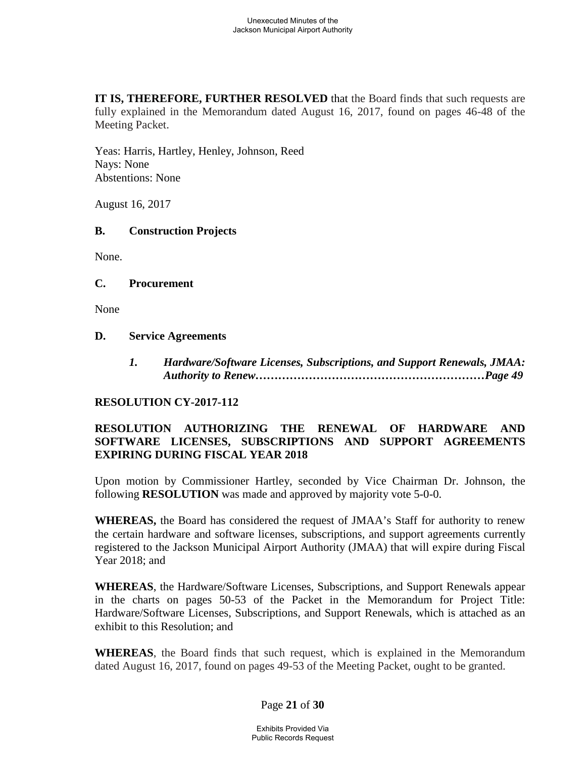**IT IS, THEREFORE, FURTHER RESOLVED** that the Board finds that such requests are fully explained in the Memorandum dated August 16, 2017, found on pages 46-48 of the Meeting Packet.

Yeas: Harris, Hartley, Henley, Johnson, Reed
Nays: None
Abstentions: None

August 16, 2017

**B. Construction Projects**

None.

**C. Procurement**

None

**D. Service Agreements**

***1. Hardware/Software Licenses, Subscriptions, and Support Renewals, JMAA: Authority to Renew……………………………………………………Page 49***

**RESOLUTION CY-2017-112**

**RESOLUTION AUTHORIZING THE RENEWAL OF HARDWARE AND SOFTWARE LICENSES, SUBSCRIPTIONS AND SUPPORT AGREEMENTS EXPIRING DURING FISCAL YEAR 2018**

Upon motion by Commissioner Hartley, seconded by Vice Chairman Dr. Johnson, the following **RESOLUTION** was made and approved by majority vote 5-0-0.

**WHEREAS,** the Board has considered the request of JMAA's Staff for authority to renew the certain hardware and software licenses, subscriptions, and support agreements currently registered to the Jackson Municipal Airport Authority (JMAA) that will expire during Fiscal Year 2018; and

**WHEREAS**, the Hardware/Software Licenses, Subscriptions, and Support Renewals appear in the charts on pages 50-53 of the Packet in the Memorandum for Project Title: Hardware/Software Licenses, Subscriptions, and Support Renewals, which is attached as an exhibit to this Resolution; and

**WHEREAS**, the Board finds that such request, which is explained in the Memorandum dated August 16, 2017, found on pages 49-53 of the Meeting Packet, ought to be granted.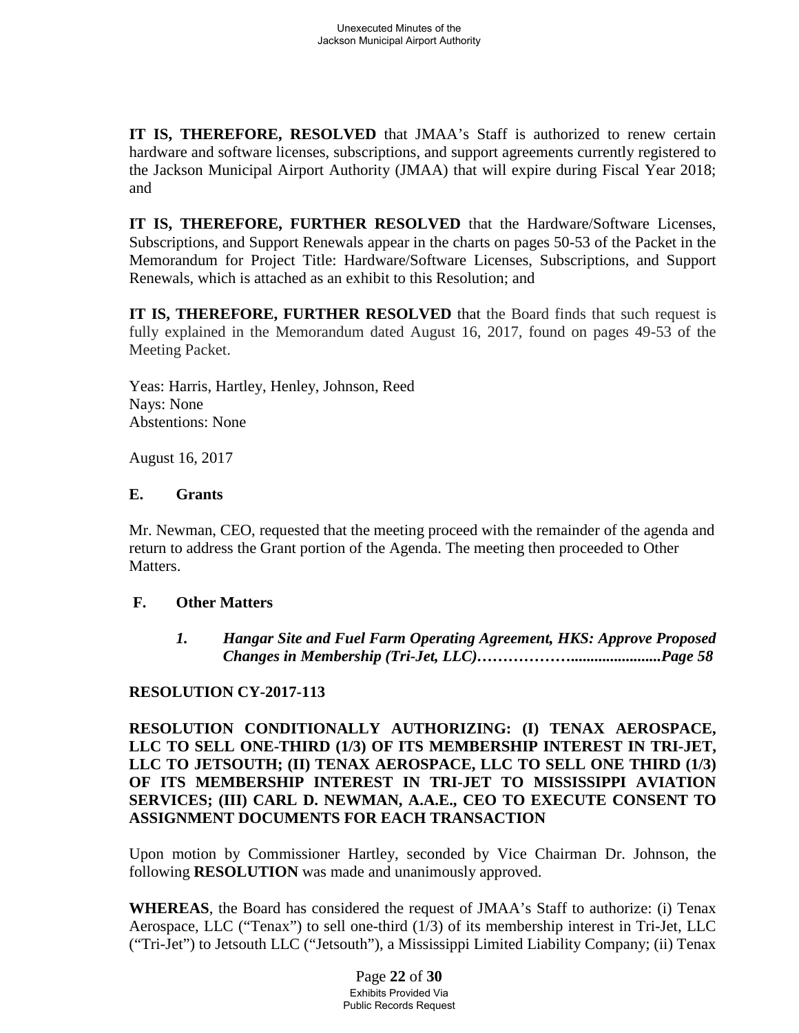**IT IS, THEREFORE, RESOLVED** that JMAA's Staff is authorized to renew certain hardware and software licenses, subscriptions, and support agreements currently registered to the Jackson Municipal Airport Authority (JMAA) that will expire during Fiscal Year 2018; and

**IT IS, THEREFORE, FURTHER RESOLVED** that the Hardware/Software Licenses, Subscriptions, and Support Renewals appear in the charts on pages 50-53 of the Packet in the Memorandum for Project Title: Hardware/Software Licenses, Subscriptions, and Support Renewals, which is attached as an exhibit to this Resolution; and

**IT IS, THEREFORE, FURTHER RESOLVED** that the Board finds that such request is fully explained in the Memorandum dated August 16, 2017, found on pages 49-53 of the Meeting Packet.

Yeas: Harris, Hartley, Henley, Johnson, Reed
Nays: None
Abstentions: None

August 16, 2017

**E. Grants**

Mr. Newman, CEO, requested that the meeting proceed with the remainder of the agenda and return to address the Grant portion of the Agenda. The meeting then proceeded to Other Matters.

**F. Other Matters**

***1. Hangar Site and Fuel Farm Operating Agreement, HKS: Approve Proposed Changes in Membership (Tri-Jet, LLC)……………….....................Page 58***

**RESOLUTION CY-2017-113**

**RESOLUTION CONDITIONALLY AUTHORIZING: (I) TENAX AEROSPACE, LLC TO SELL ONE-THIRD (1/3) OF ITS MEMBERSHIP INTEREST IN TRI-JET, LLC TO JETSOUTH; (II) TENAX AEROSPACE, LLC TO SELL ONE THIRD (1/3) OF ITS MEMBERSHIP INTEREST IN TRI-JET TO MISSISSIPPI AVIATION SERVICES; (III) CARL D. NEWMAN, A.A.E., CEO TO EXECUTE CONSENT TO ASSIGNMENT DOCUMENTS FOR EACH TRANSACTION**

Upon motion by Commissioner Hartley, seconded by Vice Chairman Dr. Johnson, the following **RESOLUTION** was made and unanimously approved.

**WHEREAS**, the Board has considered the request of JMAA's Staff to authorize: (i) Tenax Aerospace, LLC ("Tenax") to sell one-third (1/3) of its membership interest in Tri-Jet, LLC ("Tri-Jet") to Jetsouth LLC ("Jetsouth"), a Mississippi Limited Liability Company; (ii) Tenax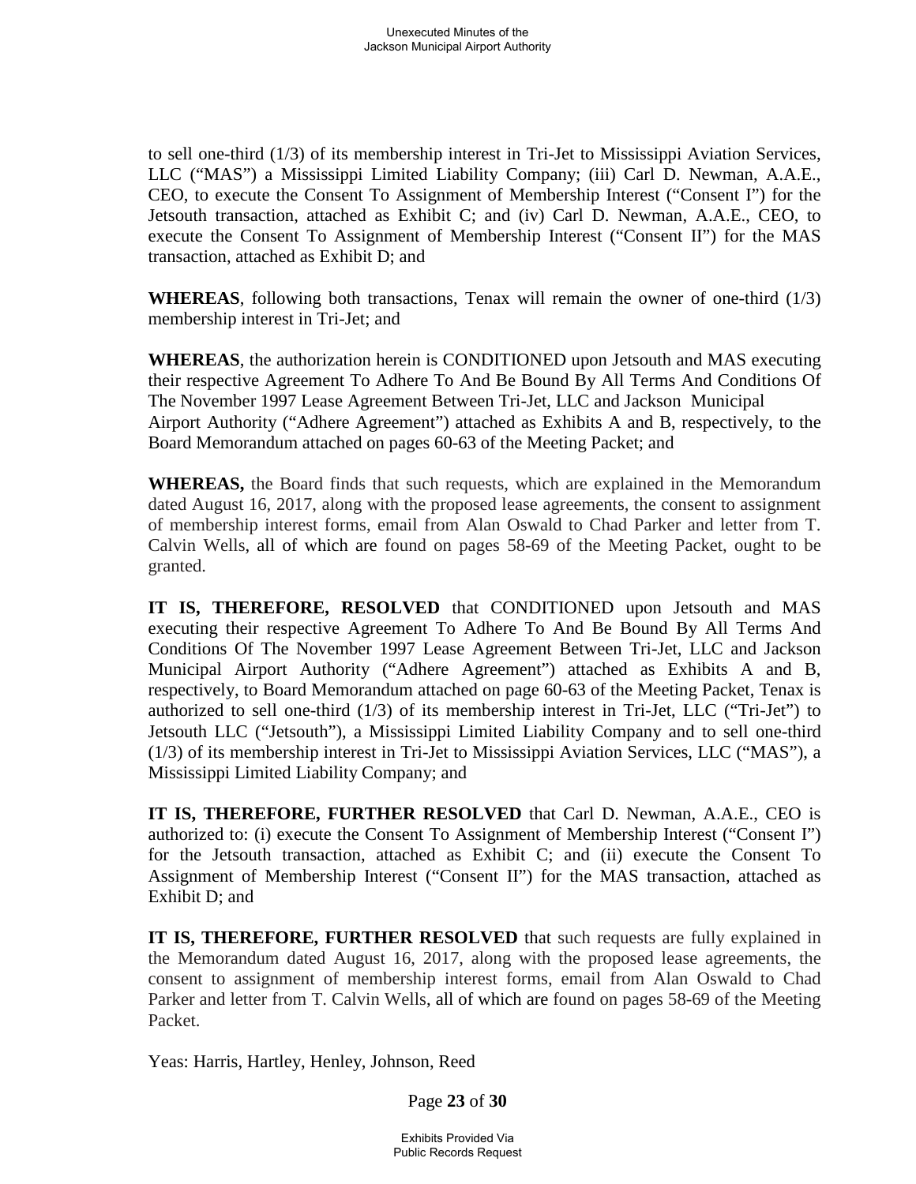to sell one-third (1/3) of its membership interest in Tri-Jet to Mississippi Aviation Services, LLC ("MAS") a Mississippi Limited Liability Company; (iii) Carl D. Newman, A.A.E., CEO, to execute the Consent To Assignment of Membership Interest ("Consent I") for the Jetsouth transaction, attached as Exhibit C; and (iv) Carl D. Newman, A.A.E., CEO, to execute the Consent To Assignment of Membership Interest ("Consent II") for the MAS transaction, attached as Exhibit D; and

**WHEREAS**, following both transactions, Tenax will remain the owner of one-third (1/3) membership interest in Tri-Jet; and

**WHEREAS**, the authorization herein is CONDITIONED upon Jetsouth and MAS executing their respective Agreement To Adhere To And Be Bound By All Terms And Conditions Of The November 1997 Lease Agreement Between Tri-Jet, LLC and Jackson Municipal Airport Authority ("Adhere Agreement") attached as Exhibits A and B, respectively, to the Board Memorandum attached on pages 60-63 of the Meeting Packet; and

**WHEREAS,** the Board finds that such requests, which are explained in the Memorandum dated August 16, 2017, along with the proposed lease agreements, the consent to assignment of membership interest forms, email from Alan Oswald to Chad Parker and letter from T. Calvin Wells, all of which are found on pages 58-69 of the Meeting Packet, ought to be granted.

**IT IS, THEREFORE, RESOLVED** that CONDITIONED upon Jetsouth and MAS executing their respective Agreement To Adhere To And Be Bound By All Terms And Conditions Of The November 1997 Lease Agreement Between Tri-Jet, LLC and Jackson Municipal Airport Authority ("Adhere Agreement") attached as Exhibits A and B, respectively, to Board Memorandum attached on page 60-63 of the Meeting Packet, Tenax is authorized to sell one-third (1/3) of its membership interest in Tri-Jet, LLC ("Tri-Jet") to Jetsouth LLC ("Jetsouth"), a Mississippi Limited Liability Company and to sell one-third (1/3) of its membership interest in Tri-Jet to Mississippi Aviation Services, LLC ("MAS"), a Mississippi Limited Liability Company; and

**IT IS, THEREFORE, FURTHER RESOLVED** that Carl D. Newman, A.A.E., CEO is authorized to: (i) execute the Consent To Assignment of Membership Interest ("Consent I") for the Jetsouth transaction, attached as Exhibit C; and (ii) execute the Consent To Assignment of Membership Interest ("Consent II") for the MAS transaction, attached as Exhibit D; and

**IT IS, THEREFORE, FURTHER RESOLVED** that such requests are fully explained in the Memorandum dated August 16, 2017, along with the proposed lease agreements, the consent to assignment of membership interest forms, email from Alan Oswald to Chad Parker and letter from T. Calvin Wells, all of which are found on pages 58-69 of the Meeting Packet.

Yeas: Harris, Hartley, Henley, Johnson, Reed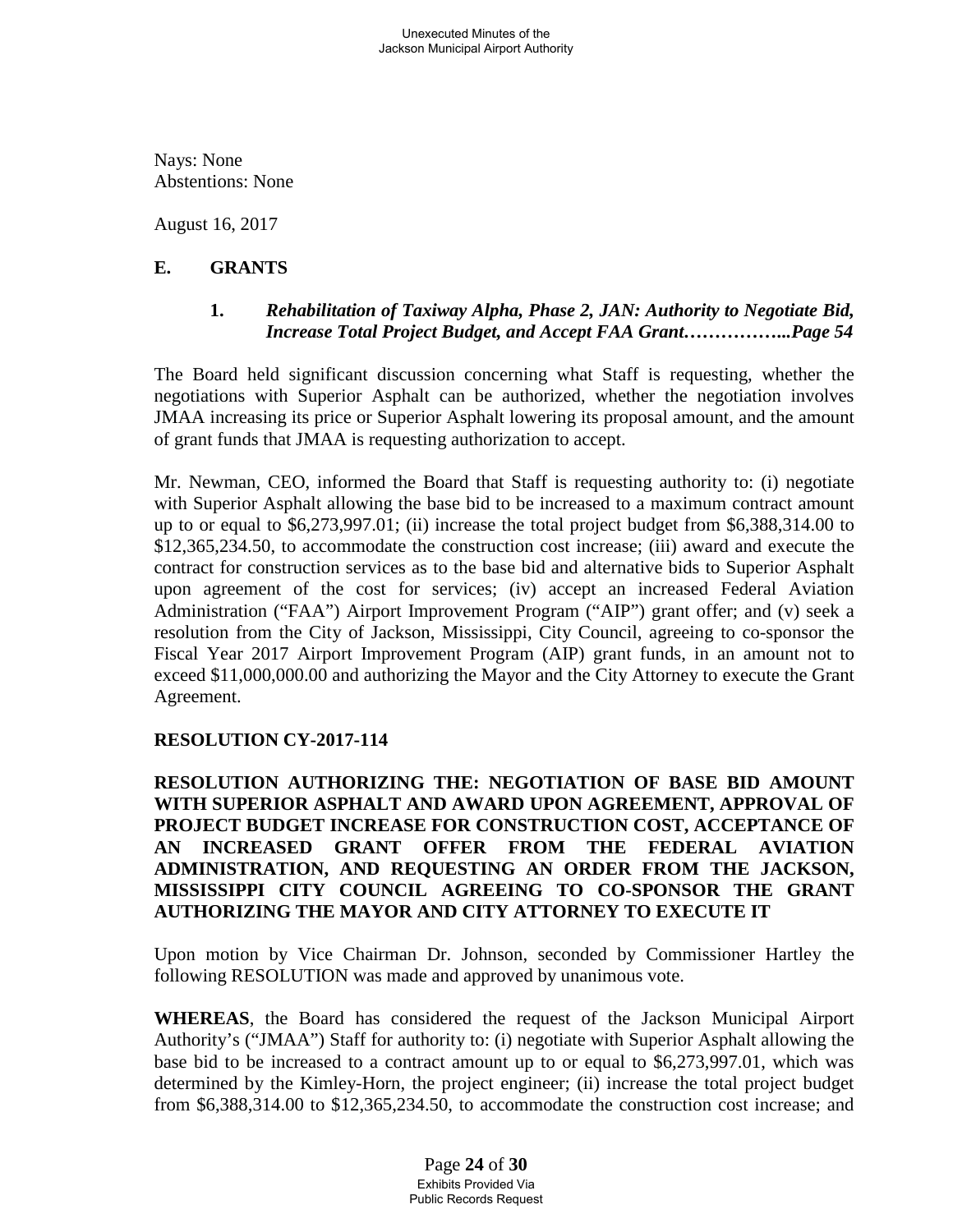Nays: None
Abstentions: None

August 16, 2017

## E. GRANTS

### 1. *Rehabilitation of Taxiway Alpha, Phase 2, JAN: Authority to Negotiate Bid, Increase Total Project Budget, and Accept FAA Grant……………..Page 54*

The Board held significant discussion concerning what Staff is requesting, whether the negotiations with Superior Asphalt can be authorized, whether the negotiation involves JMAA increasing its price or Superior Asphalt lowering its proposal amount, and the amount of grant funds that JMAA is requesting authorization to accept.

Mr. Newman, CEO, informed the Board that Staff is requesting authority to: (i) negotiate with Superior Asphalt allowing the base bid to be increased to a maximum contract amount up to or equal to $6,273,997.01; (ii) increase the total project budget from $6,388,314.00 to $12,365,234.50, to accommodate the construction cost increase; (iii) award and execute the contract for construction services as to the base bid and alternative bids to Superior Asphalt upon agreement of the cost for services; (iv) accept an increased Federal Aviation Administration ("FAA") Airport Improvement Program ("AIP") grant offer; and (v) seek a resolution from the City of Jackson, Mississippi, City Council, agreeing to co-sponsor the Fiscal Year 2017 Airport Improvement Program (AIP) grant funds, in an amount not to exceed $11,000,000.00 and authorizing the Mayor and the City Attorney to execute the Grant Agreement.

**RESOLUTION CY-2017-114**

**RESOLUTION AUTHORIZING THE: NEGOTIATION OF BASE BID AMOUNT WITH SUPERIOR ASPHALT AND AWARD UPON AGREEMENT, APPROVAL OF PROJECT BUDGET INCREASE FOR CONSTRUCTION COST, ACCEPTANCE OF AN INCREASED GRANT OFFER FROM THE FEDERAL AVIATION ADMINISTRATION, AND REQUESTING AN ORDER FROM THE JACKSON, MISSISSIPPI CITY COUNCIL AGREEING TO CO-SPONSOR THE GRANT AUTHORIZING THE MAYOR AND CITY ATTORNEY TO EXECUTE IT**

Upon motion by Vice Chairman Dr. Johnson, seconded by Commissioner Hartley the following RESOLUTION was made and approved by unanimous vote.

**WHEREAS**, the Board has considered the request of the Jackson Municipal Airport Authority's ("JMAA") Staff for authority to: (i) negotiate with Superior Asphalt allowing the base bid to be increased to a contract amount up to or equal to $6,273,997.01, which was determined by the Kimley-Horn, the project engineer; (ii) increase the total project budget from $6,388,314.00 to $12,365,234.50, to accommodate the construction cost increase; and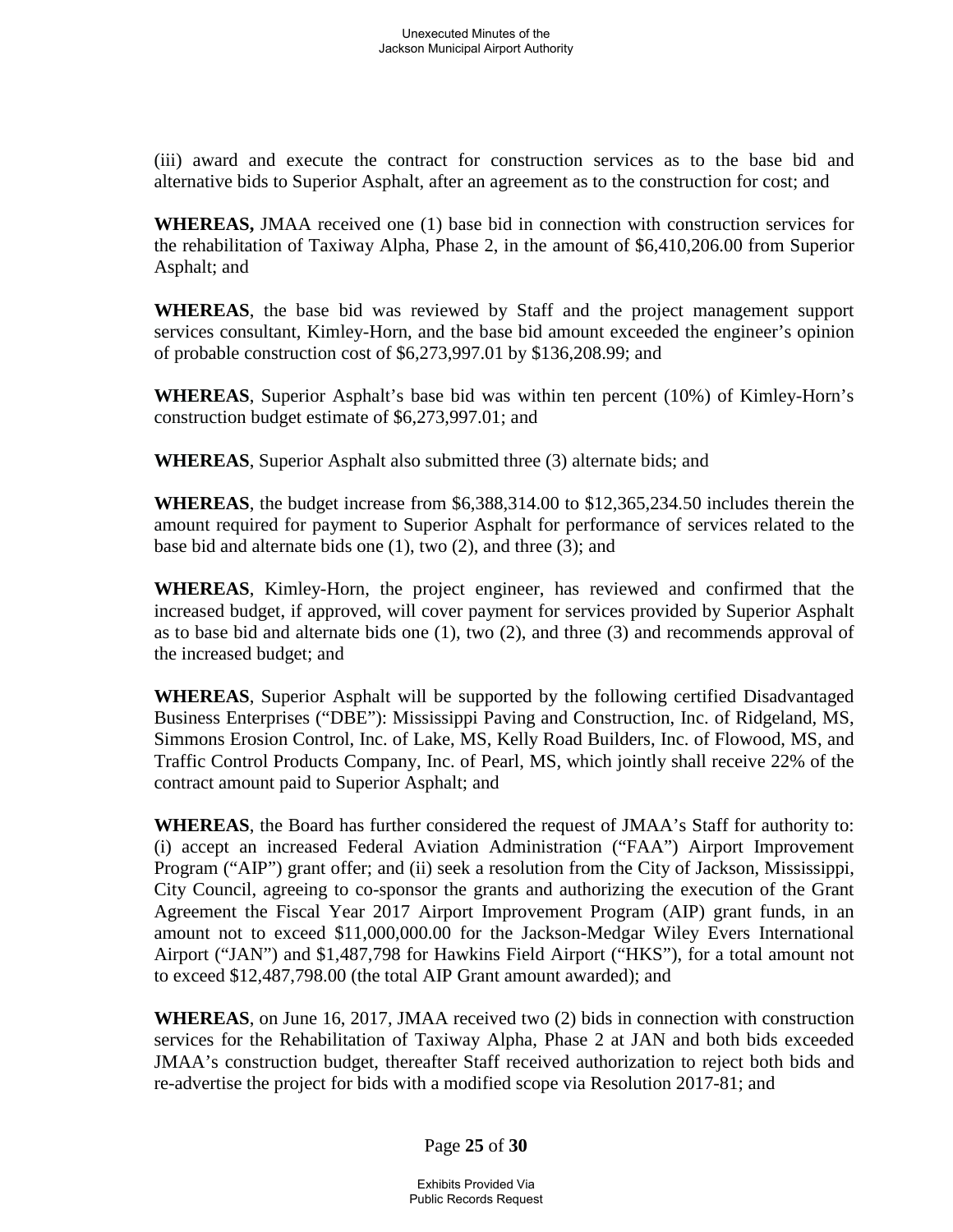(iii) award and execute the contract for construction services as to the base bid and alternative bids to Superior Asphalt, after an agreement as to the construction for cost; and

**WHEREAS,** JMAA received one (1) base bid in connection with construction services for the rehabilitation of Taxiway Alpha, Phase 2, in the amount of $6,410,206.00 from Superior Asphalt; and

**WHEREAS**, the base bid was reviewed by Staff and the project management support services consultant, Kimley-Horn, and the base bid amount exceeded the engineer's opinion of probable construction cost of $6,273,997.01 by $136,208.99; and

**WHEREAS**, Superior Asphalt's base bid was within ten percent (10%) of Kimley-Horn's construction budget estimate of $6,273,997.01; and

**WHEREAS**, Superior Asphalt also submitted three (3) alternate bids; and

**WHEREAS**, the budget increase from $6,388,314.00 to $12,365,234.50 includes therein the amount required for payment to Superior Asphalt for performance of services related to the base bid and alternate bids one (1), two (2), and three (3); and

**WHEREAS**, Kimley-Horn, the project engineer, has reviewed and confirmed that the increased budget, if approved, will cover payment for services provided by Superior Asphalt as to base bid and alternate bids one (1), two (2), and three (3) and recommends approval of the increased budget; and

**WHEREAS**, Superior Asphalt will be supported by the following certified Disadvantaged Business Enterprises ("DBE"): Mississippi Paving and Construction, Inc. of Ridgeland, MS, Simmons Erosion Control, Inc. of Lake, MS, Kelly Road Builders, Inc. of Flowood, MS, and Traffic Control Products Company, Inc. of Pearl, MS, which jointly shall receive 22% of the contract amount paid to Superior Asphalt; and

**WHEREAS**, the Board has further considered the request of JMAA's Staff for authority to: (i) accept an increased Federal Aviation Administration ("FAA") Airport Improvement Program ("AIP") grant offer; and (ii) seek a resolution from the City of Jackson, Mississippi, City Council, agreeing to co-sponsor the grants and authorizing the execution of the Grant Agreement the Fiscal Year 2017 Airport Improvement Program (AIP) grant funds, in an amount not to exceed $11,000,000.00 for the Jackson-Medgar Wiley Evers International Airport ("JAN") and $1,487,798 for Hawkins Field Airport ("HKS"), for a total amount not to exceed $12,487,798.00 (the total AIP Grant amount awarded); and

**WHEREAS**, on June 16, 2017, JMAA received two (2) bids in connection with construction services for the Rehabilitation of Taxiway Alpha, Phase 2 at JAN and both bids exceeded JMAA's construction budget, thereafter Staff received authorization to reject both bids and re-advertise the project for bids with a modified scope via Resolution 2017-81; and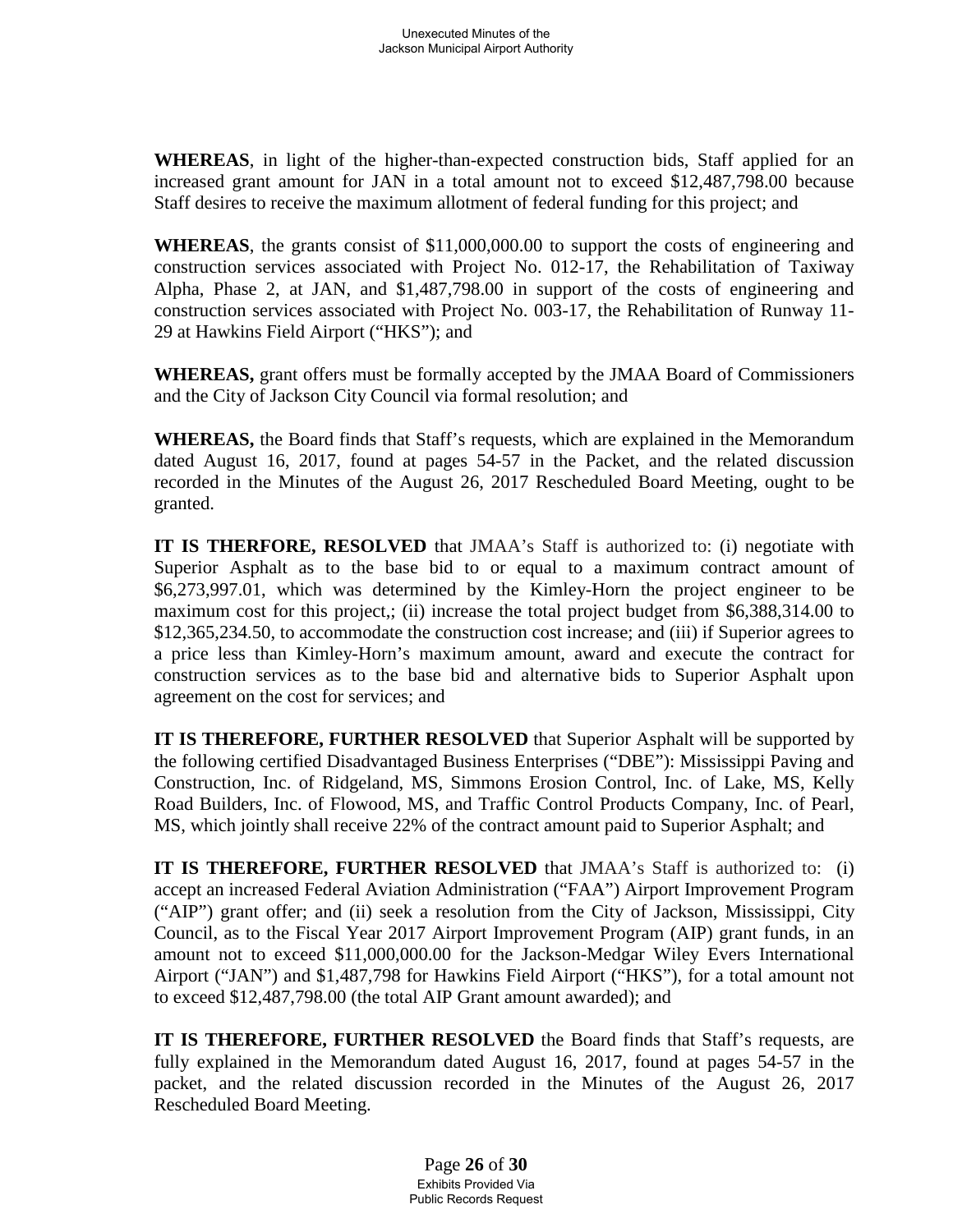**WHEREAS**, in light of the higher-than-expected construction bids, Staff applied for an increased grant amount for JAN in a total amount not to exceed $12,487,798.00 because Staff desires to receive the maximum allotment of federal funding for this project; and

**WHEREAS**, the grants consist of $11,000,000.00 to support the costs of engineering and construction services associated with Project No. 012-17, the Rehabilitation of Taxiway Alpha, Phase 2, at JAN, and $1,487,798.00 in support of the costs of engineering and construction services associated with Project No. 003-17, the Rehabilitation of Runway 11-29 at Hawkins Field Airport ("HKS"); and

**WHEREAS,** grant offers must be formally accepted by the JMAA Board of Commissioners and the City of Jackson City Council via formal resolution; and

**WHEREAS,** the Board finds that Staff's requests, which are explained in the Memorandum dated August 16, 2017, found at pages 54-57 in the Packet, and the related discussion recorded in the Minutes of the August 26, 2017 Rescheduled Board Meeting, ought to be granted.

**IT IS THERFORE, RESOLVED** that JMAA's Staff is authorized to: (i) negotiate with Superior Asphalt as to the base bid to or equal to a maximum contract amount of $6,273,997.01, which was determined by the Kimley-Horn the project engineer to be maximum cost for this project,; (ii) increase the total project budget from $6,388,314.00 to $12,365,234.50, to accommodate the construction cost increase; and (iii) if Superior agrees to a price less than Kimley-Horn's maximum amount, award and execute the contract for construction services as to the base bid and alternative bids to Superior Asphalt upon agreement on the cost for services; and

**IT IS THEREFORE, FURTHER RESOLVED** that Superior Asphalt will be supported by the following certified Disadvantaged Business Enterprises ("DBE"): Mississippi Paving and Construction, Inc. of Ridgeland, MS, Simmons Erosion Control, Inc. of Lake, MS, Kelly Road Builders, Inc. of Flowood, MS, and Traffic Control Products Company, Inc. of Pearl, MS, which jointly shall receive 22% of the contract amount paid to Superior Asphalt; and

**IT IS THEREFORE, FURTHER RESOLVED** that JMAA's Staff is authorized to: (i) accept an increased Federal Aviation Administration ("FAA") Airport Improvement Program ("AIP") grant offer; and (ii) seek a resolution from the City of Jackson, Mississippi, City Council, as to the Fiscal Year 2017 Airport Improvement Program (AIP) grant funds, in an amount not to exceed $11,000,000.00 for the Jackson-Medgar Wiley Evers International Airport ("JAN") and $1,487,798 for Hawkins Field Airport ("HKS"), for a total amount not to exceed $12,487,798.00 (the total AIP Grant amount awarded); and

**IT IS THEREFORE, FURTHER RESOLVED** the Board finds that Staff's requests, are fully explained in the Memorandum dated August 16, 2017, found at pages 54-57 in the packet, and the related discussion recorded in the Minutes of the August 26, 2017 Rescheduled Board Meeting.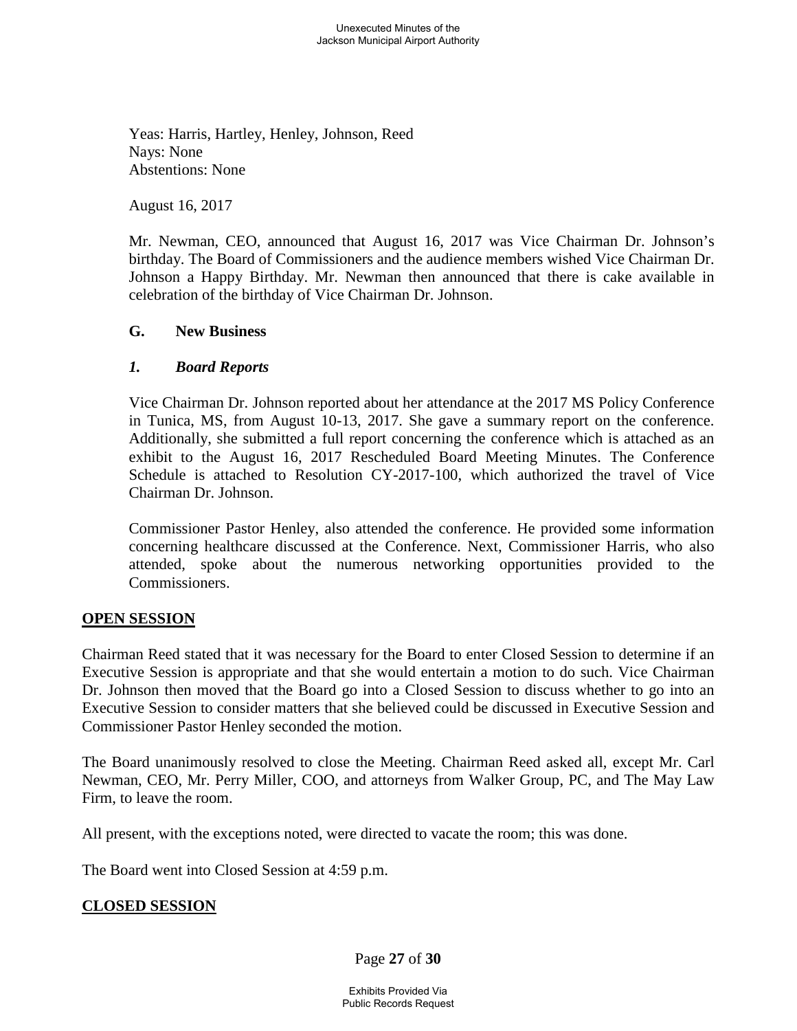Yeas: Harris, Hartley, Henley, Johnson, Reed
Nays: None
Abstentions: None

August 16, 2017

Mr. Newman, CEO, announced that August 16, 2017 was Vice Chairman Dr. Johnson's birthday. The Board of Commissioners and the audience members wished Vice Chairman Dr. Johnson a Happy Birthday. Mr. Newman then announced that there is cake available in celebration of the birthday of Vice Chairman Dr. Johnson.

### G. New Business

#### *1. Board Reports*

Vice Chairman Dr. Johnson reported about her attendance at the 2017 MS Policy Conference in Tunica, MS, from August 10-13, 2017. She gave a summary report on the conference. Additionally, she submitted a full report concerning the conference which is attached as an exhibit to the August 16, 2017 Rescheduled Board Meeting Minutes. The Conference Schedule is attached to Resolution CY-2017-100, which authorized the travel of Vice Chairman Dr. Johnson.

Commissioner Pastor Henley, also attended the conference. He provided some information concerning healthcare discussed at the Conference. Next, Commissioner Harris, who also attended, spoke about the numerous networking opportunities provided to the Commissioners.

## OPEN SESSION

Chairman Reed stated that it was necessary for the Board to enter Closed Session to determine if an Executive Session is appropriate and that she would entertain a motion to do such. Vice Chairman Dr. Johnson then moved that the Board go into a Closed Session to discuss whether to go into an Executive Session to consider matters that she believed could be discussed in Executive Session and Commissioner Pastor Henley seconded the motion.

The Board unanimously resolved to close the Meeting. Chairman Reed asked all, except Mr. Carl Newman, CEO, Mr. Perry Miller, COO, and attorneys from Walker Group, PC, and The May Law Firm, to leave the room.

All present, with the exceptions noted, were directed to vacate the room; this was done.

The Board went into Closed Session at 4:59 p.m.

## CLOSED SESSION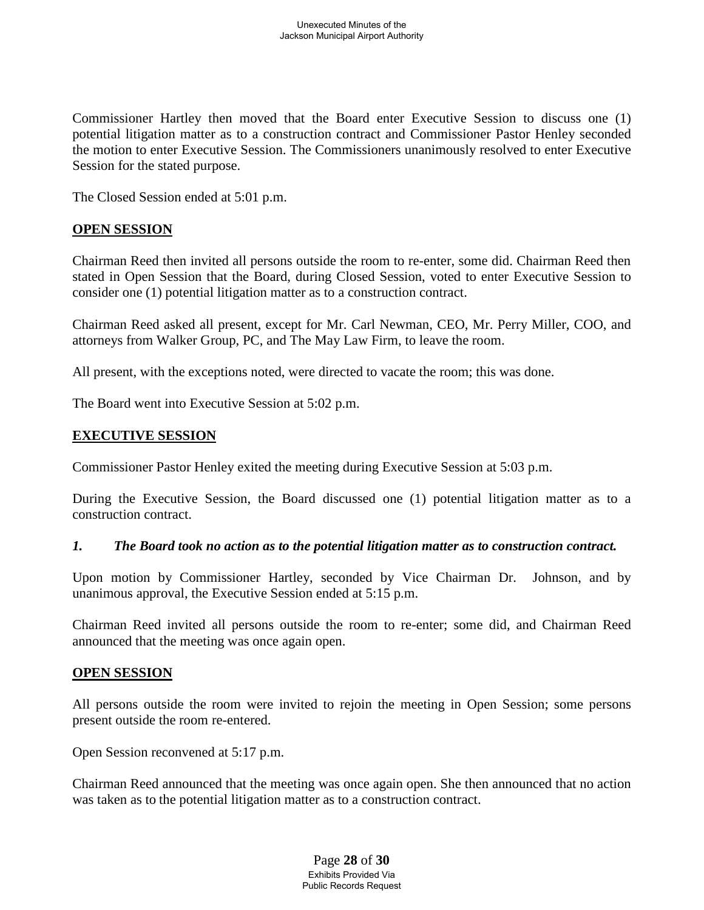Commissioner Hartley then moved that the Board enter Executive Session to discuss one (1) potential litigation matter as to a construction contract and Commissioner Pastor Henley seconded the motion to enter Executive Session. The Commissioners unanimously resolved to enter Executive Session for the stated purpose.

The Closed Session ended at 5:01 p.m.

## OPEN SESSION

Chairman Reed then invited all persons outside the room to re-enter, some did. Chairman Reed then stated in Open Session that the Board, during Closed Session, voted to enter Executive Session to consider one (1) potential litigation matter as to a construction contract.

Chairman Reed asked all present, except for Mr. Carl Newman, CEO, Mr. Perry Miller, COO, and attorneys from Walker Group, PC, and The May Law Firm, to leave the room.

All present, with the exceptions noted, were directed to vacate the room; this was done.

The Board went into Executive Session at 5:02 p.m.

## EXECUTIVE SESSION

Commissioner Pastor Henley exited the meeting during Executive Session at 5:03 p.m.

During the Executive Session, the Board discussed one (1) potential litigation matter as to a construction contract.

***1. The Board took no action as to the potential litigation matter as to construction contract.***

Upon motion by Commissioner Hartley, seconded by Vice Chairman Dr. Johnson, and by unanimous approval, the Executive Session ended at 5:15 p.m.

Chairman Reed invited all persons outside the room to re-enter; some did, and Chairman Reed announced that the meeting was once again open.

## OPEN SESSION

All persons outside the room were invited to rejoin the meeting in Open Session; some persons present outside the room re-entered.

Open Session reconvened at 5:17 p.m.

Chairman Reed announced that the meeting was once again open. She then announced that no action was taken as to the potential litigation matter as to a construction contract.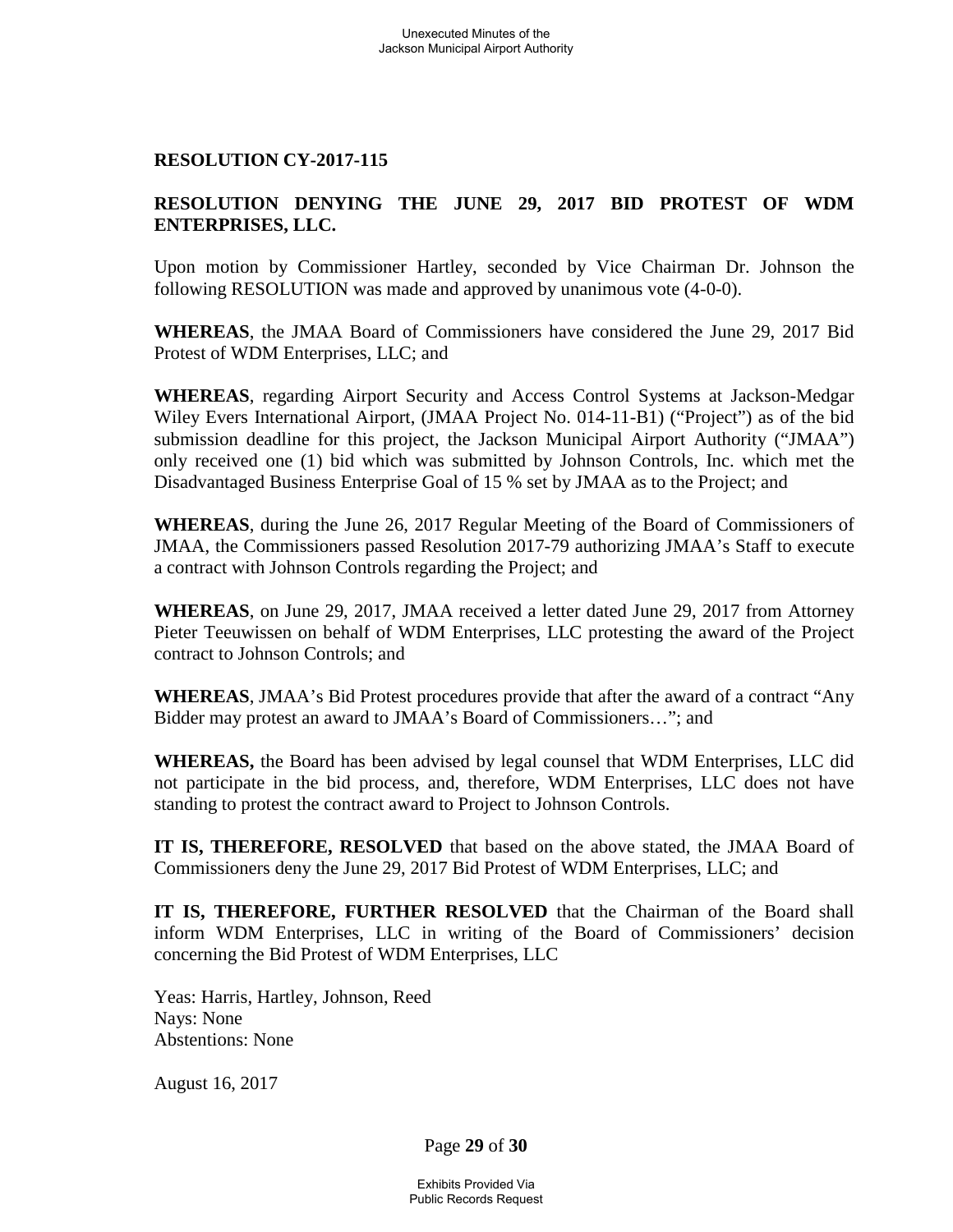**RESOLUTION CY-2017-115**

**RESOLUTION DENYING THE JUNE 29, 2017 BID PROTEST OF WDM ENTERPRISES, LLC.**

Upon motion by Commissioner Hartley, seconded by Vice Chairman Dr. Johnson the following RESOLUTION was made and approved by unanimous vote (4-0-0).

**WHEREAS**, the JMAA Board of Commissioners have considered the June 29, 2017 Bid Protest of WDM Enterprises, LLC; and

**WHEREAS**, regarding Airport Security and Access Control Systems at Jackson-Medgar Wiley Evers International Airport, (JMAA Project No. 014-11-B1) ("Project") as of the bid submission deadline for this project, the Jackson Municipal Airport Authority ("JMAA") only received one (1) bid which was submitted by Johnson Controls, Inc. which met the Disadvantaged Business Enterprise Goal of 15 % set by JMAA as to the Project; and

**WHEREAS**, during the June 26, 2017 Regular Meeting of the Board of Commissioners of JMAA, the Commissioners passed Resolution 2017-79 authorizing JMAA's Staff to execute a contract with Johnson Controls regarding the Project; and

**WHEREAS**, on June 29, 2017, JMAA received a letter dated June 29, 2017 from Attorney Pieter Teeuwissen on behalf of WDM Enterprises, LLC protesting the award of the Project contract to Johnson Controls; and

**WHEREAS**, JMAA's Bid Protest procedures provide that after the award of a contract "Any Bidder may protest an award to JMAA's Board of Commissioners…"; and

**WHEREAS,** the Board has been advised by legal counsel that WDM Enterprises, LLC did not participate in the bid process, and, therefore, WDM Enterprises, LLC does not have standing to protest the contract award to Project to Johnson Controls.

**IT IS, THEREFORE, RESOLVED** that based on the above stated, the JMAA Board of Commissioners deny the June 29, 2017 Bid Protest of WDM Enterprises, LLC; and

**IT IS, THEREFORE, FURTHER RESOLVED** that the Chairman of the Board shall inform WDM Enterprises, LLC in writing of the Board of Commissioners' decision concerning the Bid Protest of WDM Enterprises, LLC

Yeas: Harris, Hartley, Johnson, Reed
Nays: None
Abstentions: None

August 16, 2017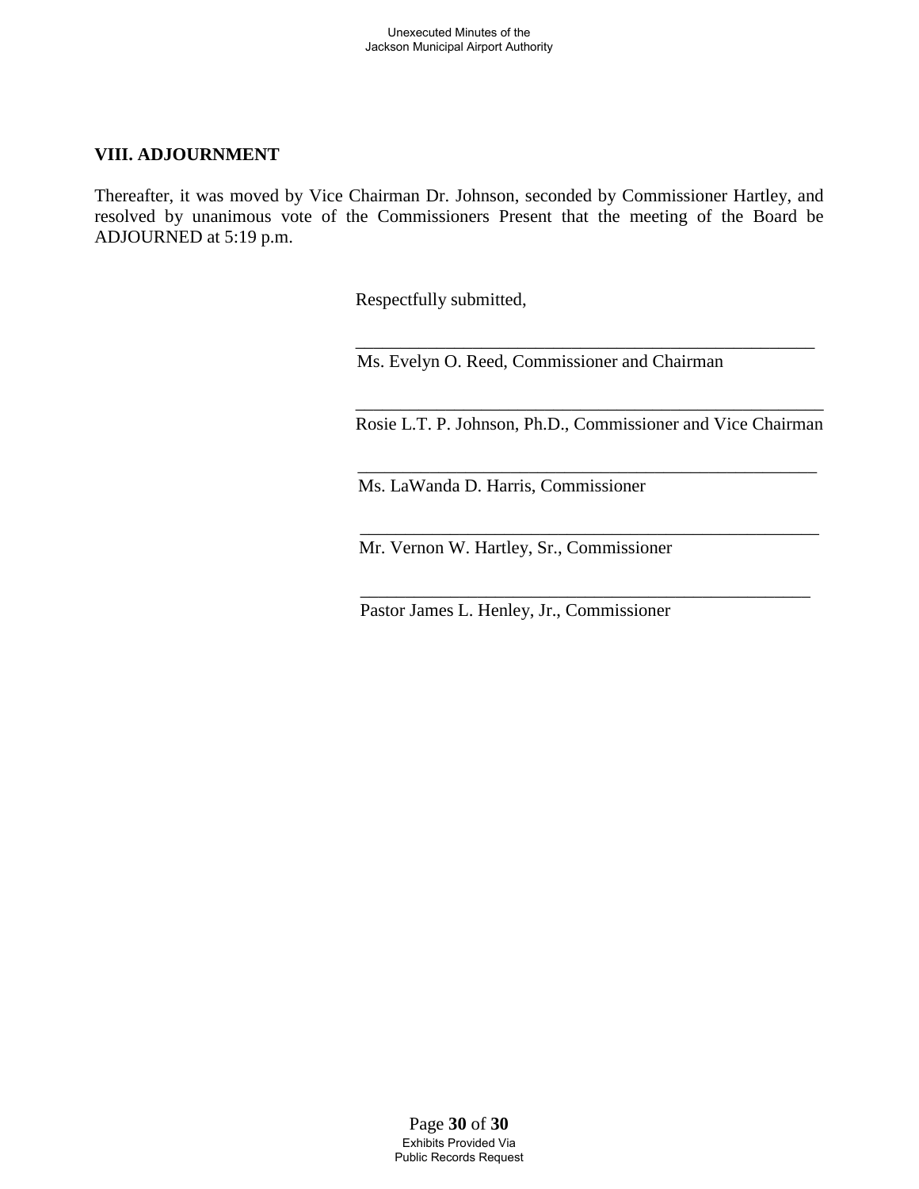## VIII. ADJOURNMENT

Thereafter, it was moved by Vice Chairman Dr. Johnson, seconded by Commissioner Hartley, and resolved by unanimous vote of the Commissioners Present that the meeting of the Board be ADJOURNED at 5:19 p.m.

Respectfully submitted,

\_\_\_\_\_\_\_\_\_\_\_\_\_\_\_\_\_\_\_\_\_\_\_\_\_\_\_\_\_\_\_\_\_\_\_\_\_\_\_\_\_\_\_\_\_\_\_\_\_\_\_\_
Ms. Evelyn O. Reed, Commissioner and Chairman

\_\_\_\_\_\_\_\_\_\_\_\_\_\_\_\_\_\_\_\_\_\_\_\_\_\_\_\_\_\_\_\_\_\_\_\_\_\_\_\_\_\_\_\_\_\_\_\_\_\_\_\_
Rosie L.T. P. Johnson, Ph.D., Commissioner and Vice Chairman

\_\_\_\_\_\_\_\_\_\_\_\_\_\_\_\_\_\_\_\_\_\_\_\_\_\_\_\_\_\_\_\_\_\_\_\_\_\_\_\_\_\_\_\_\_\_\_\_\_\_\_\_
Ms. LaWanda D. Harris, Commissioner

\_\_\_\_\_\_\_\_\_\_\_\_\_\_\_\_\_\_\_\_\_\_\_\_\_\_\_\_\_\_\_\_\_\_\_\_\_\_\_\_\_\_\_\_\_\_\_\_\_\_\_\_
Mr. Vernon W. Hartley, Sr., Commissioner

\_\_\_\_\_\_\_\_\_\_\_\_\_\_\_\_\_\_\_\_\_\_\_\_\_\_\_\_\_\_\_\_\_\_\_\_\_\_\_\_\_\_\_\_\_\_\_\_\_\_\_\_
Pastor James L. Henley, Jr., Commissioner